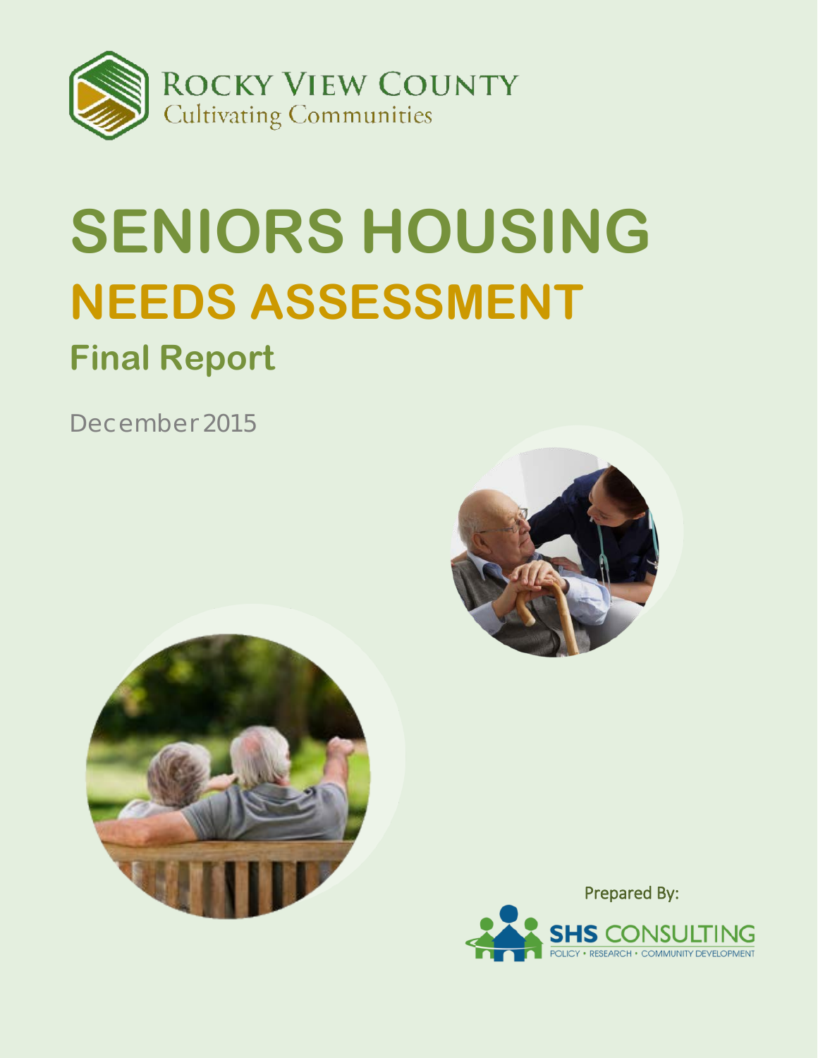ROCKY VIEW COUNTY
Cultivating Communities

# SENIORS HOUSING
## NEEDS ASSESSMENT
### Final Report

December 2015

Prepared By:

SHS CONSULTING
POLICY • RESEARCH • COMMUNITY DEVELOPMENT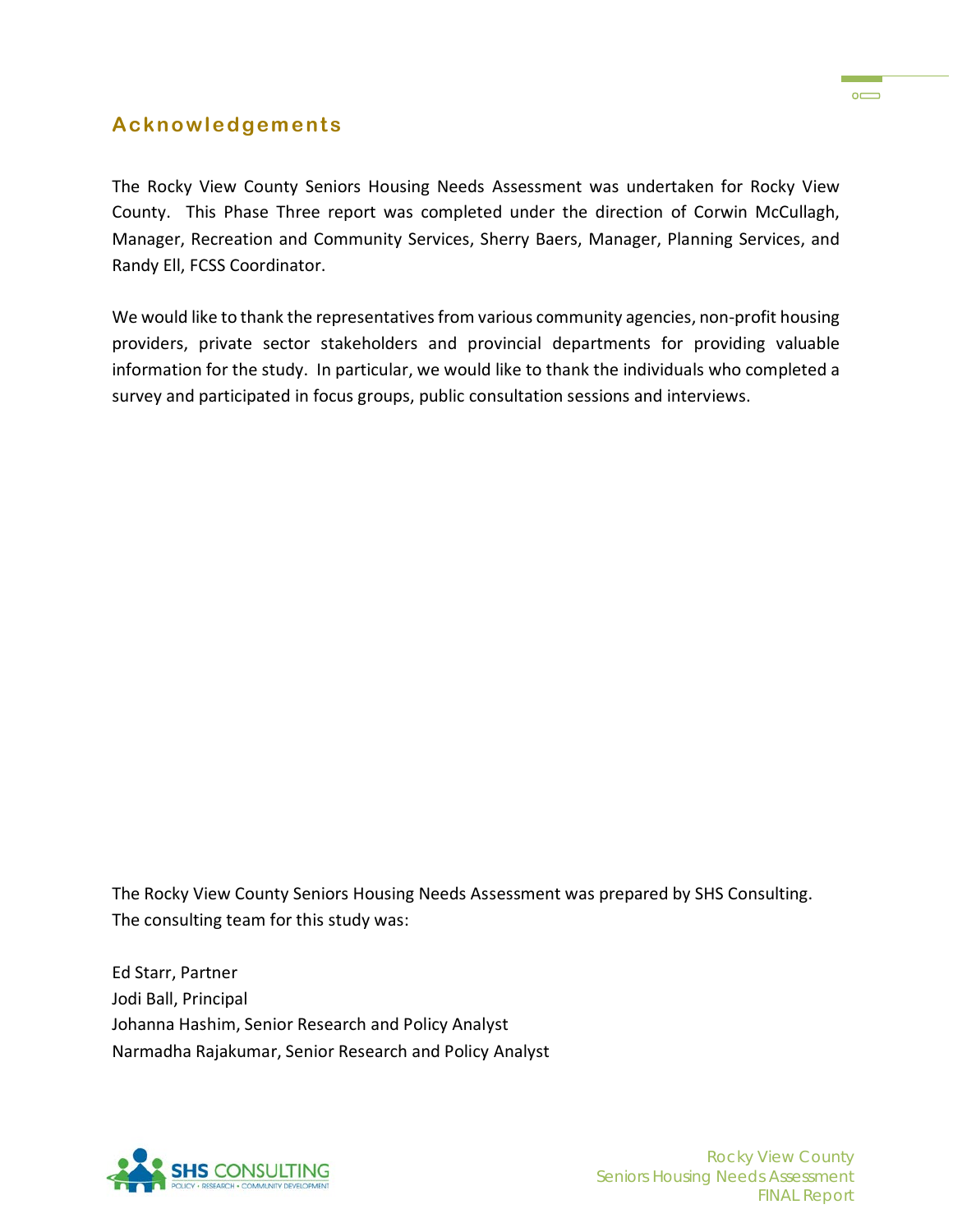## Acknowledgements

The Rocky View County Seniors Housing Needs Assessment was undertaken for Rocky View County. This Phase Three report was completed under the direction of Corwin McCullagh, Manager, Recreation and Community Services, Sherry Baers, Manager, Planning Services, and Randy Ell, FCSS Coordinator.

We would like to thank the representatives from various community agencies, non-profit housing providers, private sector stakeholders and provincial departments for providing valuable information for the study. In particular, we would like to thank the individuals who completed a survey and participated in focus groups, public consultation sessions and interviews.

The Rocky View County Seniors Housing Needs Assessment was prepared by SHS Consulting. The consulting team for this study was:

Ed Starr, Partner
Jodi Ball, Principal
Johanna Hashim, Senior Research and Policy Analyst
Narmadha Rajakumar, Senior Research and Policy Analyst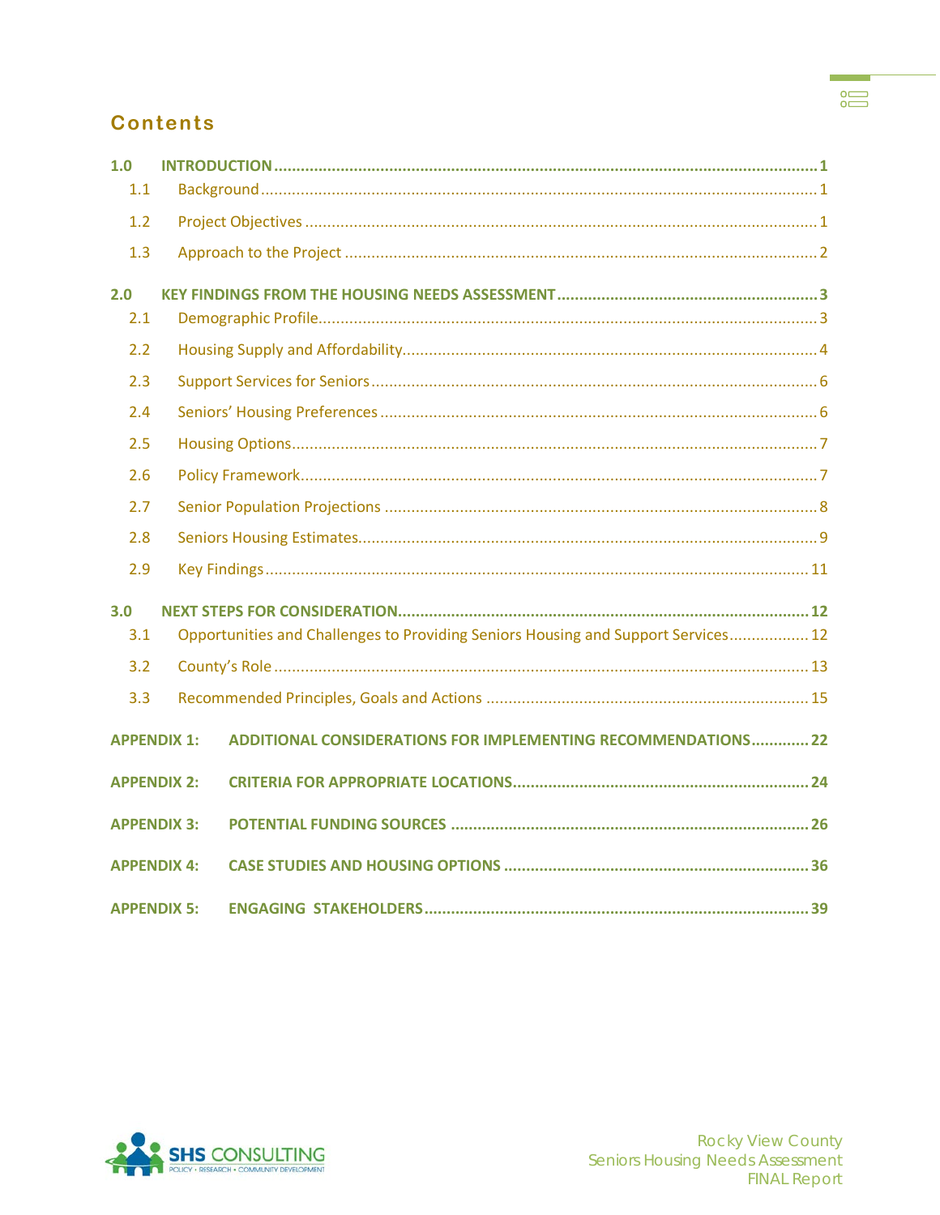## Contents

**1.0 INTRODUCTION** ........................................ **1**

- 1.1 Background ........................................ 1
- 1.2 Project Objectives ........................................ 1
- 1.3 Approach to the Project ........................................ 2

**2.0 KEY FINDINGS FROM THE HOUSING NEEDS ASSESSMENT** ........................................ **3**

- 2.1 Demographic Profile ........................................ 3
- 2.2 Housing Supply and Affordability ........................................ 4
- 2.3 Support Services for Seniors ........................................ 6
- 2.4 Seniors' Housing Preferences ........................................ 6
- 2.5 Housing Options ........................................ 7
- 2.6 Policy Framework ........................................ 7
- 2.7 Senior Population Projections ........................................ 8
- 2.8 Seniors Housing Estimates ........................................ 9
- 2.9 Key Findings ........................................ 11

**3.0 NEXT STEPS FOR CONSIDERATION** ........................................ **12**

- 3.1 Opportunities and Challenges to Providing Seniors Housing and Support Services ........................................ 12
- 3.2 County's Role ........................................ 13
- 3.3 Recommended Principles, Goals and Actions ........................................ 15

**APPENDIX 1: ADDITIONAL CONSIDERATIONS FOR IMPLEMENTING RECOMMENDATIONS** ........................................ **22**

**APPENDIX 2: CRITERIA FOR APPROPRIATE LOCATIONS** ........................................ **24**

**APPENDIX 3: POTENTIAL FUNDING SOURCES** ........................................ **26**

**APPENDIX 4: CASE STUDIES AND HOUSING OPTIONS** ........................................ **36**

**APPENDIX 5: ENGAGING STAKEHOLDERS** ........................................ **39**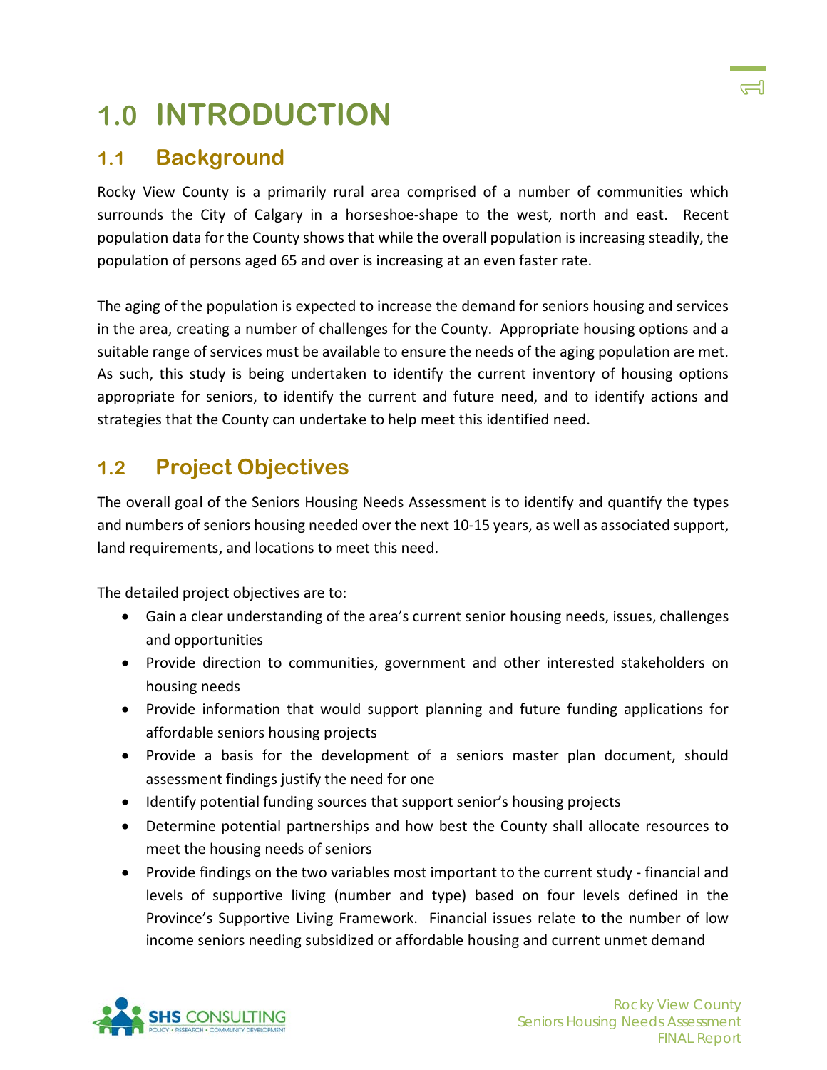# 1.0 INTRODUCTION

## 1.1 Background

Rocky View County is a primarily rural area comprised of a number of communities which surrounds the City of Calgary in a horseshoe-shape to the west, north and east. Recent population data for the County shows that while the overall population is increasing steadily, the population of persons aged 65 and over is increasing at an even faster rate.

The aging of the population is expected to increase the demand for seniors housing and services in the area, creating a number of challenges for the County. Appropriate housing options and a suitable range of services must be available to ensure the needs of the aging population are met. As such, this study is being undertaken to identify the current inventory of housing options appropriate for seniors, to identify the current and future need, and to identify actions and strategies that the County can undertake to help meet this identified need.

## 1.2 Project Objectives

The overall goal of the Seniors Housing Needs Assessment is to identify and quantify the types and numbers of seniors housing needed over the next 10-15 years, as well as associated support, land requirements, and locations to meet this need.

The detailed project objectives are to:

- Gain a clear understanding of the area's current senior housing needs, issues, challenges and opportunities
- Provide direction to communities, government and other interested stakeholders on housing needs
- Provide information that would support planning and future funding applications for affordable seniors housing projects
- Provide a basis for the development of a seniors master plan document, should assessment findings justify the need for one
- Identify potential funding sources that support senior's housing projects
- Determine potential partnerships and how best the County shall allocate resources to meet the housing needs of seniors
- Provide findings on the two variables most important to the current study - financial and levels of supportive living (number and type) based on four levels defined in the Province's Supportive Living Framework. Financial issues relate to the number of low income seniors needing subsidized or affordable housing and current unmet demand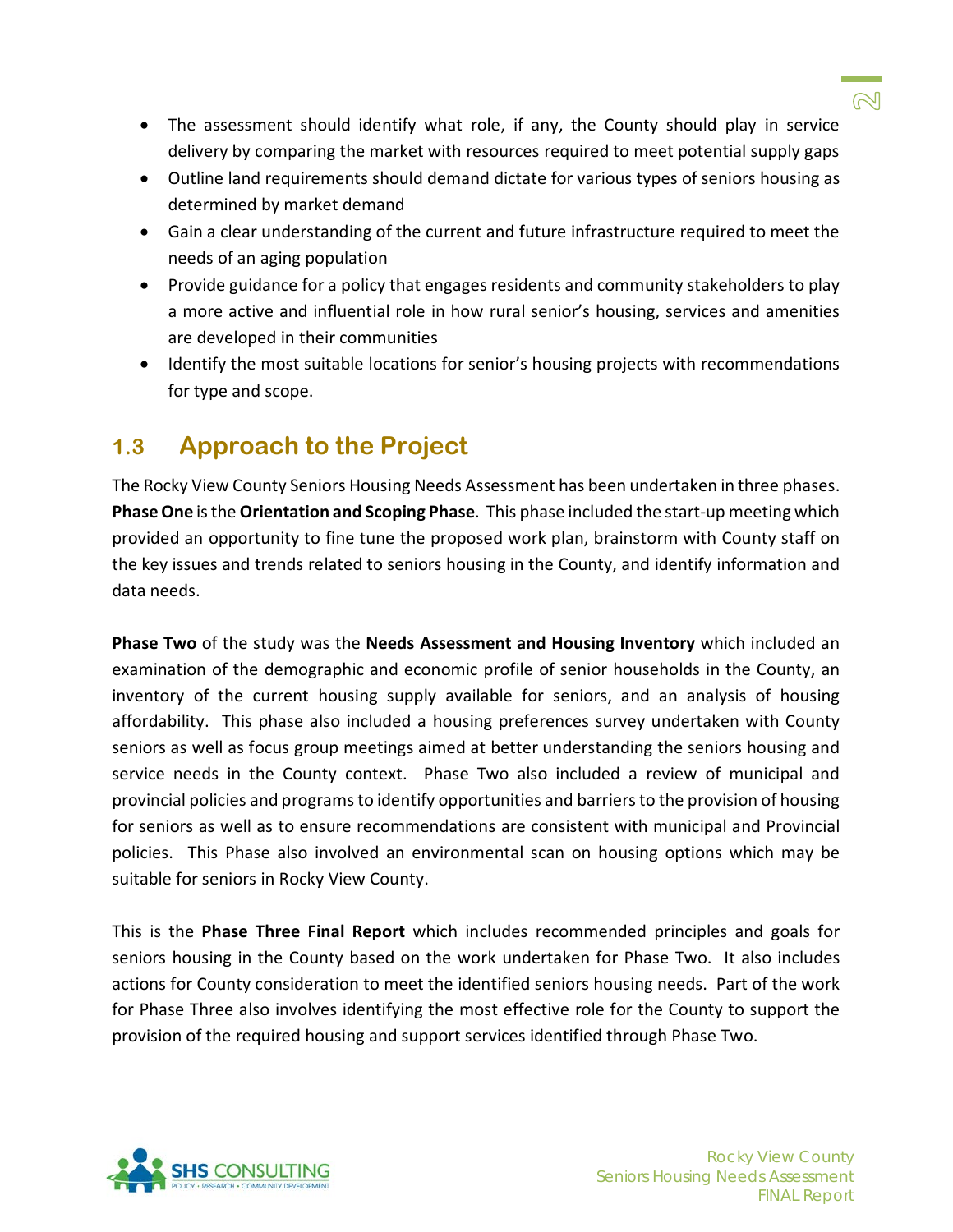- The assessment should identify what role, if any, the County should play in service delivery by comparing the market with resources required to meet potential supply gaps
- Outline land requirements should demand dictate for various types of seniors housing as determined by market demand
- Gain a clear understanding of the current and future infrastructure required to meet the needs of an aging population
- Provide guidance for a policy that engages residents and community stakeholders to play a more active and influential role in how rural senior's housing, services and amenities are developed in their communities
- Identify the most suitable locations for senior's housing projects with recommendations for type and scope.

## 1.3 Approach to the Project

The Rocky View County Seniors Housing Needs Assessment has been undertaken in three phases. **Phase One** is the **Orientation and Scoping Phase**. This phase included the start-up meeting which provided an opportunity to fine tune the proposed work plan, brainstorm with County staff on the key issues and trends related to seniors housing in the County, and identify information and data needs.

**Phase Two** of the study was the **Needs Assessment and Housing Inventory** which included an examination of the demographic and economic profile of senior households in the County, an inventory of the current housing supply available for seniors, and an analysis of housing affordability. This phase also included a housing preferences survey undertaken with County seniors as well as focus group meetings aimed at better understanding the seniors housing and service needs in the County context. Phase Two also included a review of municipal and provincial policies and programs to identify opportunities and barriers to the provision of housing for seniors as well as to ensure recommendations are consistent with municipal and Provincial policies. This Phase also involved an environmental scan on housing options which may be suitable for seniors in Rocky View County.

This is the **Phase Three Final Report** which includes recommended principles and goals for seniors housing in the County based on the work undertaken for Phase Two. It also includes actions for County consideration to meet the identified seniors housing needs. Part of the work for Phase Three also involves identifying the most effective role for the County to support the provision of the required housing and support services identified through Phase Two.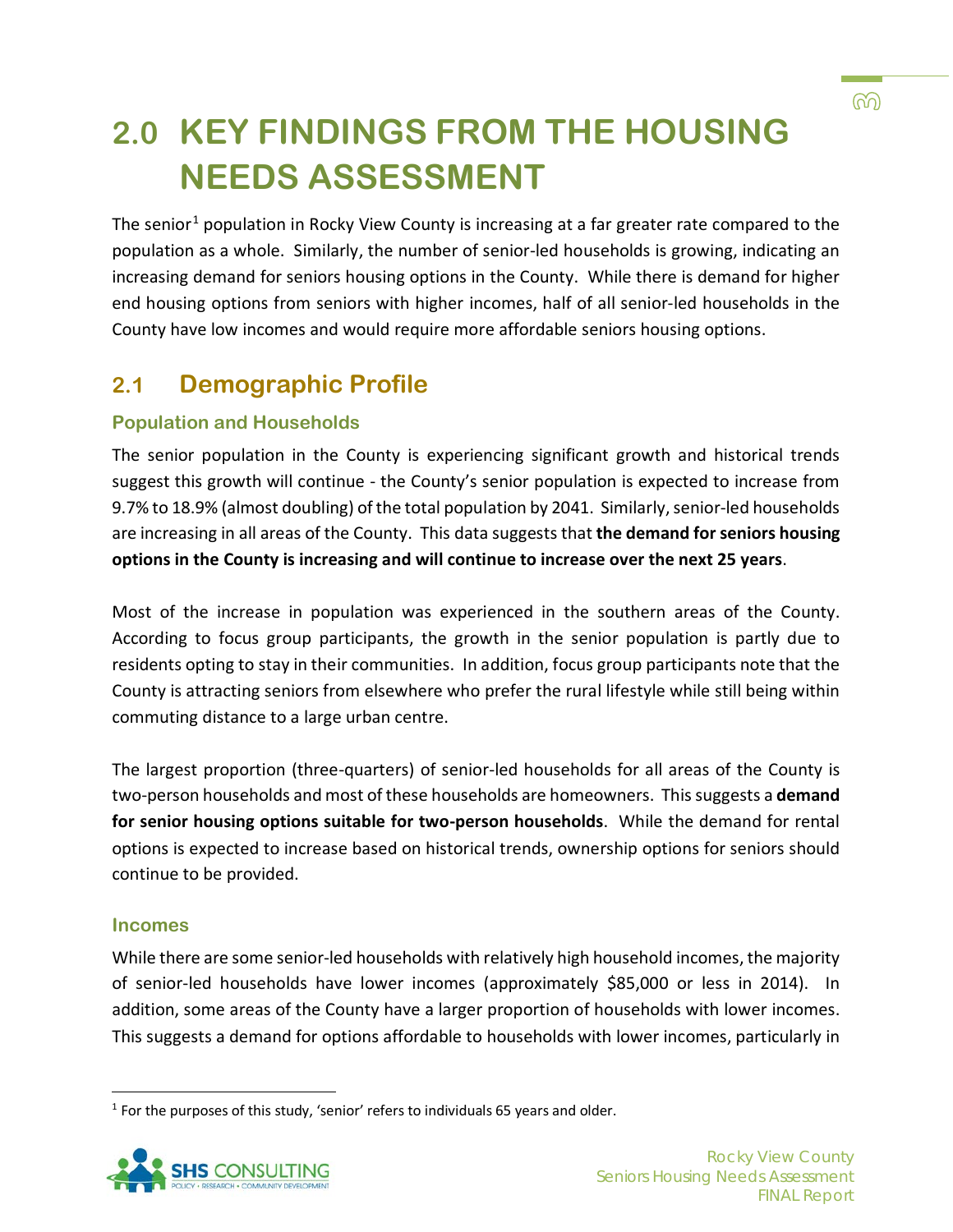# 2.0 KEY FINDINGS FROM THE HOUSING NEEDS ASSESSMENT

The senior[1] population in Rocky View County is increasing at a far greater rate compared to the population as a whole. Similarly, the number of senior-led households is growing, indicating an increasing demand for seniors housing options in the County. While there is demand for higher end housing options from seniors with higher incomes, half of all senior-led households in the County have low incomes and would require more affordable seniors housing options.

## 2.1 Demographic Profile

### Population and Households

The senior population in the County is experiencing significant growth and historical trends suggest this growth will continue - the County's senior population is expected to increase from 9.7% to 18.9% (almost doubling) of the total population by 2041. Similarly, senior-led households are increasing in all areas of the County. This data suggests that **the demand for seniors housing options in the County is increasing and will continue to increase over the next 25 years**.

Most of the increase in population was experienced in the southern areas of the County. According to focus group participants, the growth in the senior population is partly due to residents opting to stay in their communities. In addition, focus group participants note that the County is attracting seniors from elsewhere who prefer the rural lifestyle while still being within commuting distance to a large urban centre.

The largest proportion (three-quarters) of senior-led households for all areas of the County is two-person households and most of these households are homeowners. This suggests a **demand for senior housing options suitable for two-person households**. While the demand for rental options is expected to increase based on historical trends, ownership options for seniors should continue to be provided.

### Incomes

While there are some senior-led households with relatively high household incomes, the majority of senior-led households have lower incomes (approximately $85,000 or less in 2014). In addition, some areas of the County have a larger proportion of households with lower incomes. This suggests a demand for options affordable to households with lower incomes, particularly in

[1] For the purposes of this study, 'senior' refers to individuals 65 years and older.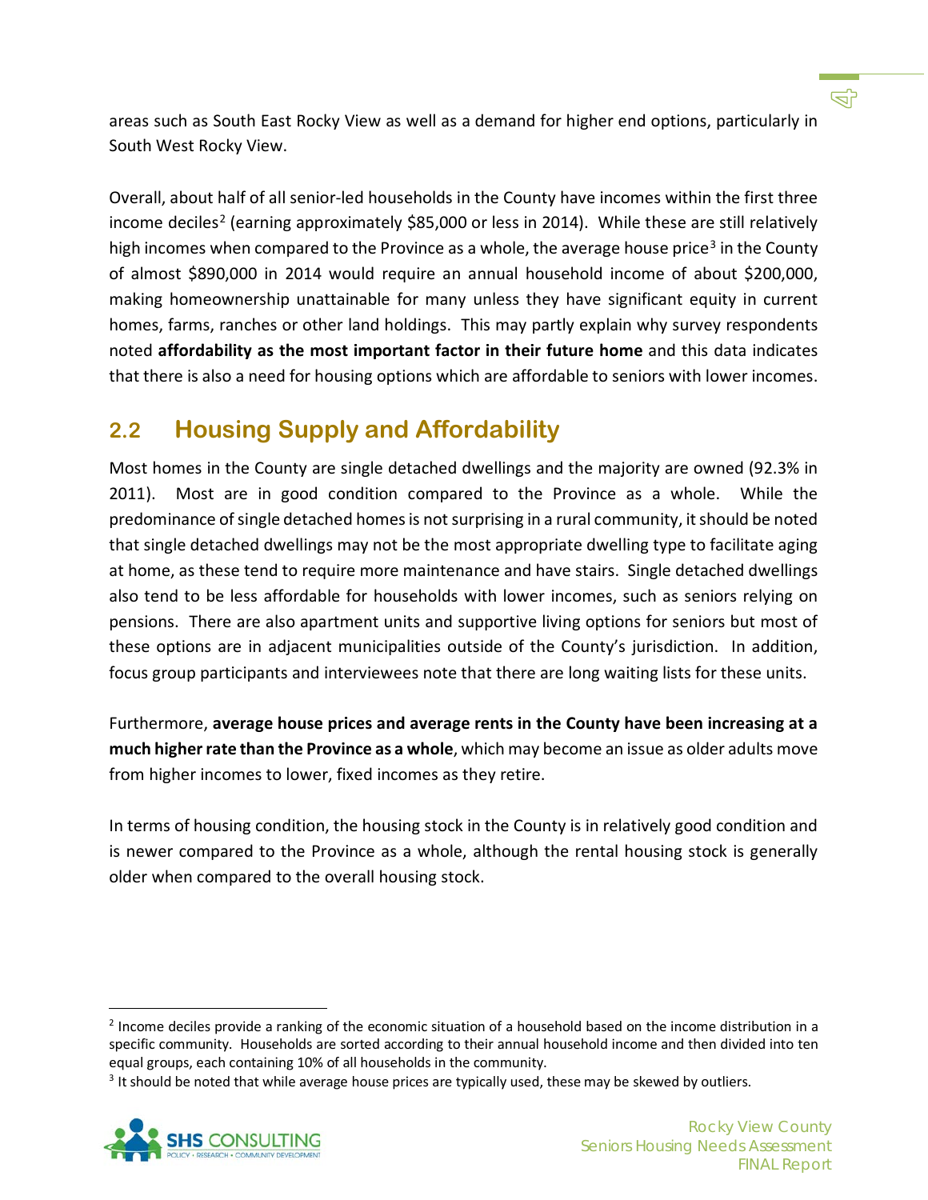areas such as South East Rocky View as well as a demand for higher end options, particularly in South West Rocky View.

Overall, about half of all senior-led households in the County have incomes within the first three income deciles[2] (earning approximately $85,000 or less in 2014). While these are still relatively high incomes when compared to the Province as a whole, the average house price[3] in the County of almost $890,000 in 2014 would require an annual household income of about $200,000, making homeownership unattainable for many unless they have significant equity in current homes, farms, ranches or other land holdings. This may partly explain why survey respondents noted **affordability as the most important factor in their future home** and this data indicates that there is also a need for housing options which are affordable to seniors with lower incomes.

## 2.2 Housing Supply and Affordability

Most homes in the County are single detached dwellings and the majority are owned (92.3% in 2011). Most are in good condition compared to the Province as a whole. While the predominance of single detached homes is not surprising in a rural community, it should be noted that single detached dwellings may not be the most appropriate dwelling type to facilitate aging at home, as these tend to require more maintenance and have stairs. Single detached dwellings also tend to be less affordable for households with lower incomes, such as seniors relying on pensions. There are also apartment units and supportive living options for seniors but most of these options are in adjacent municipalities outside of the County's jurisdiction. In addition, focus group participants and interviewees note that there are long waiting lists for these units.

Furthermore, **average house prices and average rents in the County have been increasing at a much higher rate than the Province as a whole**, which may become an issue as older adults move from higher incomes to lower, fixed incomes as they retire.

In terms of housing condition, the housing stock in the County is in relatively good condition and is newer compared to the Province as a whole, although the rental housing stock is generally older when compared to the overall housing stock.

---

[2] Income deciles provide a ranking of the economic situation of a household based on the income distribution in a specific community. Households are sorted according to their annual household income and then divided into ten equal groups, each containing 10% of all households in the community.

[3] It should be noted that while average house prices are typically used, these may be skewed by outliers.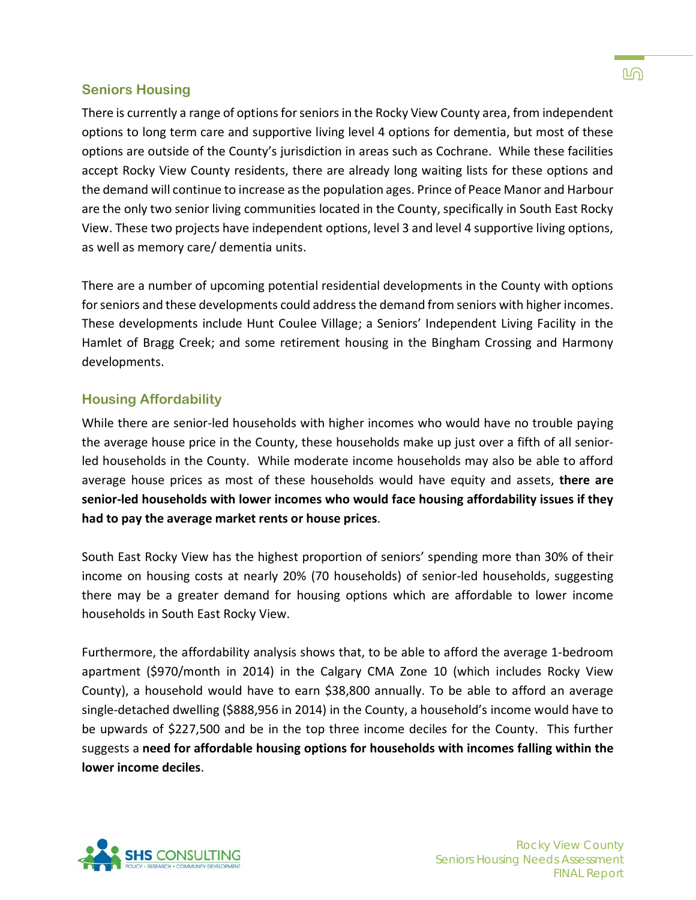## Seniors Housing

There is currently a range of options for seniors in the Rocky View County area, from independent options to long term care and supportive living level 4 options for dementia, but most of these options are outside of the County's jurisdiction in areas such as Cochrane. While these facilities accept Rocky View County residents, there are already long waiting lists for these options and the demand will continue to increase as the population ages. Prince of Peace Manor and Harbour are the only two senior living communities located in the County, specifically in South East Rocky View. These two projects have independent options, level 3 and level 4 supportive living options, as well as memory care/ dementia units.

There are a number of upcoming potential residential developments in the County with options for seniors and these developments could address the demand from seniors with higher incomes. These developments include Hunt Coulee Village; a Seniors' Independent Living Facility in the Hamlet of Bragg Creek; and some retirement housing in the Bingham Crossing and Harmony developments.

## Housing Affordability

While there are senior-led households with higher incomes who would have no trouble paying the average house price in the County, these households make up just over a fifth of all senior-led households in the County. While moderate income households may also be able to afford average house prices as most of these households would have equity and assets, **there are senior-led households with lower incomes who would face housing affordability issues if they had to pay the average market rents or house prices**.

South East Rocky View has the highest proportion of seniors' spending more than 30% of their income on housing costs at nearly 20% (70 households) of senior-led households, suggesting there may be a greater demand for housing options which are affordable to lower income households in South East Rocky View.

Furthermore, the affordability analysis shows that, to be able to afford the average 1-bedroom apartment ($970/month in 2014) in the Calgary CMA Zone 10 (which includes Rocky View County), a household would have to earn $38,800 annually. To be able to afford an average single-detached dwelling ($888,956 in 2014) in the County, a household's income would have to be upwards of $227,500 and be in the top three income deciles for the County. This further suggests a **need for affordable housing options for households with incomes falling within the lower income deciles**.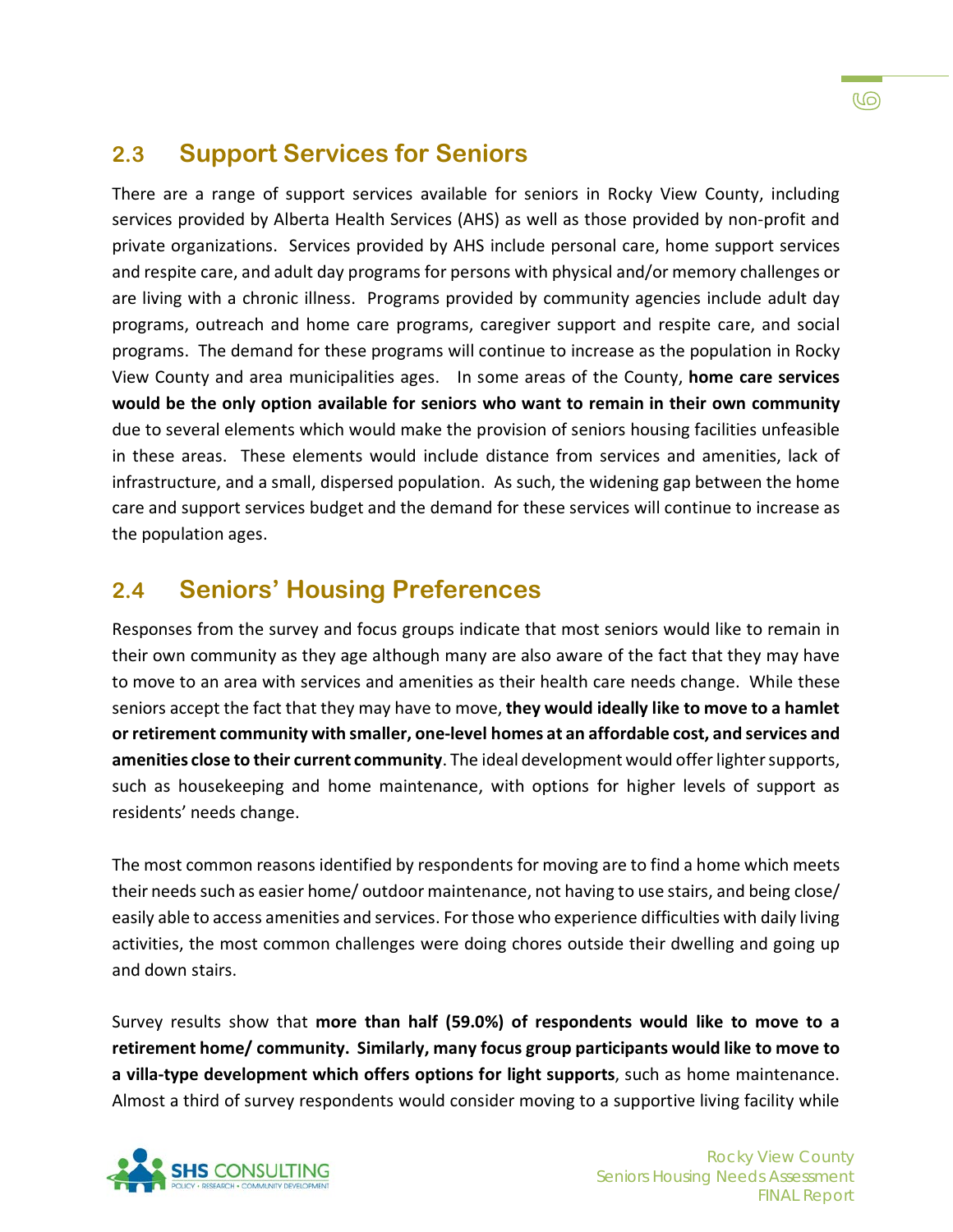## 2.3 Support Services for Seniors

There are a range of support services available for seniors in Rocky View County, including services provided by Alberta Health Services (AHS) as well as those provided by non-profit and private organizations. Services provided by AHS include personal care, home support services and respite care, and adult day programs for persons with physical and/or memory challenges or are living with a chronic illness. Programs provided by community agencies include adult day programs, outreach and home care programs, caregiver support and respite care, and social programs. The demand for these programs will continue to increase as the population in Rocky View County and area municipalities ages. In some areas of the County, **home care services would be the only option available for seniors who want to remain in their own community** due to several elements which would make the provision of seniors housing facilities unfeasible in these areas. These elements would include distance from services and amenities, lack of infrastructure, and a small, dispersed population. As such, the widening gap between the home care and support services budget and the demand for these services will continue to increase as the population ages.

## 2.4 Seniors' Housing Preferences

Responses from the survey and focus groups indicate that most seniors would like to remain in their own community as they age although many are also aware of the fact that they may have to move to an area with services and amenities as their health care needs change. While these seniors accept the fact that they may have to move, **they would ideally like to move to a hamlet or retirement community with smaller, one-level homes at an affordable cost, and services and amenities close to their current community**. The ideal development would offer lighter supports, such as housekeeping and home maintenance, with options for higher levels of support as residents' needs change.

The most common reasons identified by respondents for moving are to find a home which meets their needs such as easier home/ outdoor maintenance, not having to use stairs, and being close/ easily able to access amenities and services. For those who experience difficulties with daily living activities, the most common challenges were doing chores outside their dwelling and going up and down stairs.

Survey results show that **more than half (59.0%) of respondents would like to move to a retirement home/ community. Similarly, many focus group participants would like to move to a villa-type development which offers options for light supports**, such as home maintenance. Almost a third of survey respondents would consider moving to a supportive living facility while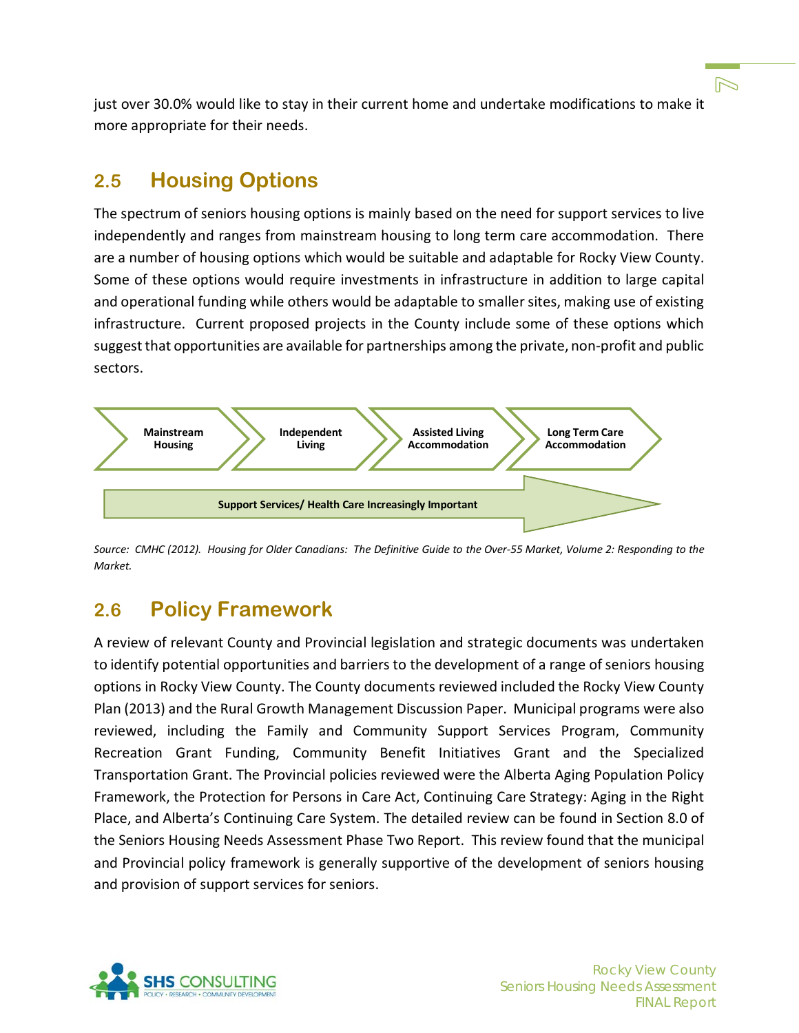just over 30.0% would like to stay in their current home and undertake modifications to make it more appropriate for their needs.

## 2.5 Housing Options

The spectrum of seniors housing options is mainly based on the need for support services to live independently and ranges from mainstream housing to long term care accommodation. There are a number of housing options which would be suitable and adaptable for Rocky View County. Some of these options would require investments in infrastructure in addition to large capital and operational funding while others would be adaptable to smaller sites, making use of existing infrastructure. Current proposed projects in the County include some of these options which suggest that opportunities are available for partnerships among the private, non-profit and public sectors.

**Mainstream Housing** → **Independent Living** → **Assisted Living Accommodation** → **Long Term Care Accommodation**

**Support Services/ Health Care Increasingly Important**

*Source: CMHC (2012). Housing for Older Canadians: The Definitive Guide to the Over-55 Market, Volume 2: Responding to the Market.*

## 2.6 Policy Framework

A review of relevant County and Provincial legislation and strategic documents was undertaken to identify potential opportunities and barriers to the development of a range of seniors housing options in Rocky View County. The County documents reviewed included the Rocky View County Plan (2013) and the Rural Growth Management Discussion Paper. Municipal programs were also reviewed, including the Family and Community Support Services Program, Community Recreation Grant Funding, Community Benefit Initiatives Grant and the Specialized Transportation Grant. The Provincial policies reviewed were the Alberta Aging Population Policy Framework, the Protection for Persons in Care Act, Continuing Care Strategy: Aging in the Right Place, and Alberta's Continuing Care System. The detailed review can be found in Section 8.0 of the Seniors Housing Needs Assessment Phase Two Report. This review found that the municipal and Provincial policy framework is generally supportive of the development of seniors housing and provision of support services for seniors.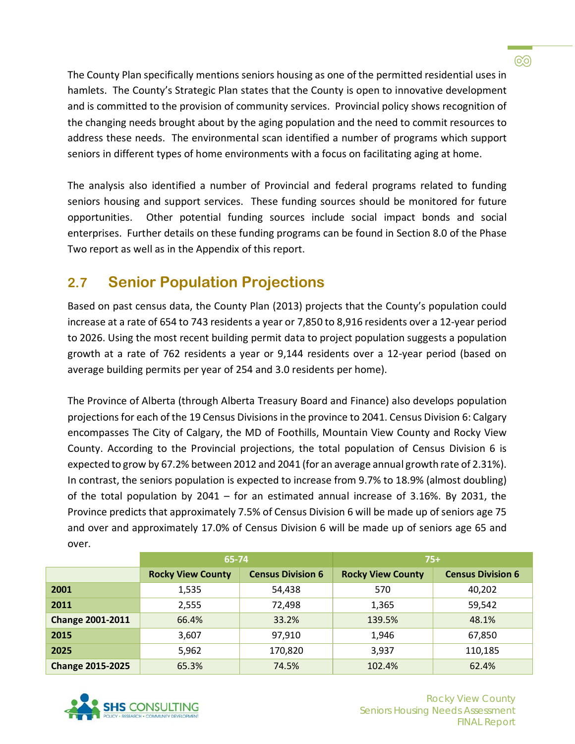The County Plan specifically mentions seniors housing as one of the permitted residential uses in hamlets. The County's Strategic Plan states that the County is open to innovative development and is committed to the provision of community services. Provincial policy shows recognition of the changing needs brought about by the aging population and the need to commit resources to address these needs. The environmental scan identified a number of programs which support seniors in different types of home environments with a focus on facilitating aging at home.

The analysis also identified a number of Provincial and federal programs related to funding seniors housing and support services. These funding sources should be monitored for future opportunities. Other potential funding sources include social impact bonds and social enterprises. Further details on these funding programs can be found in Section 8.0 of the Phase Two report as well as in the Appendix of this report.

## 2.7 Senior Population Projections

Based on past census data, the County Plan (2013) projects that the County's population could increase at a rate of 654 to 743 residents a year or 7,850 to 8,916 residents over a 12-year period to 2026. Using the most recent building permit data to project population suggests a population growth at a rate of 762 residents a year or 9,144 residents over a 12-year period (based on average building permits per year of 254 and 3.0 residents per home).

The Province of Alberta (through Alberta Treasury Board and Finance) also develops population projections for each of the 19 Census Divisions in the province to 2041. Census Division 6: Calgary encompasses The City of Calgary, the MD of Foothills, Mountain View County and Rocky View County. According to the Provincial projections, the total population of Census Division 6 is expected to grow by 67.2% between 2012 and 2041 (for an average annual growth rate of 2.31%). In contrast, the seniors population is expected to increase from 9.7% to 18.9% (almost doubling) of the total population by 2041 – for an estimated annual increase of 3.16%. By 2031, the Province predicts that approximately 7.5% of Census Division 6 will be made up of seniors age 75 and over and approximately 17.0% of Census Division 6 will be made up of seniors age 65 and over.

| | 65-74 | | 75+ | |
|---|---|---|---|---|
| | Rocky View County | Census Division 6 | Rocky View County | Census Division 6 |
| **2001** | 1,535 | 54,438 | 570 | 40,202 |
| **2011** | 2,555 | 72,498 | 1,365 | 59,542 |
| **Change 2001-2011** | 66.4% | 33.2% | 139.5% | 48.1% |
| **2015** | 3,607 | 97,910 | 1,946 | 67,850 |
| **2025** | 5,962 | 170,820 | 3,937 | 110,185 |
| **Change 2015-2025** | 65.3% | 74.5% | 102.4% | 62.4% |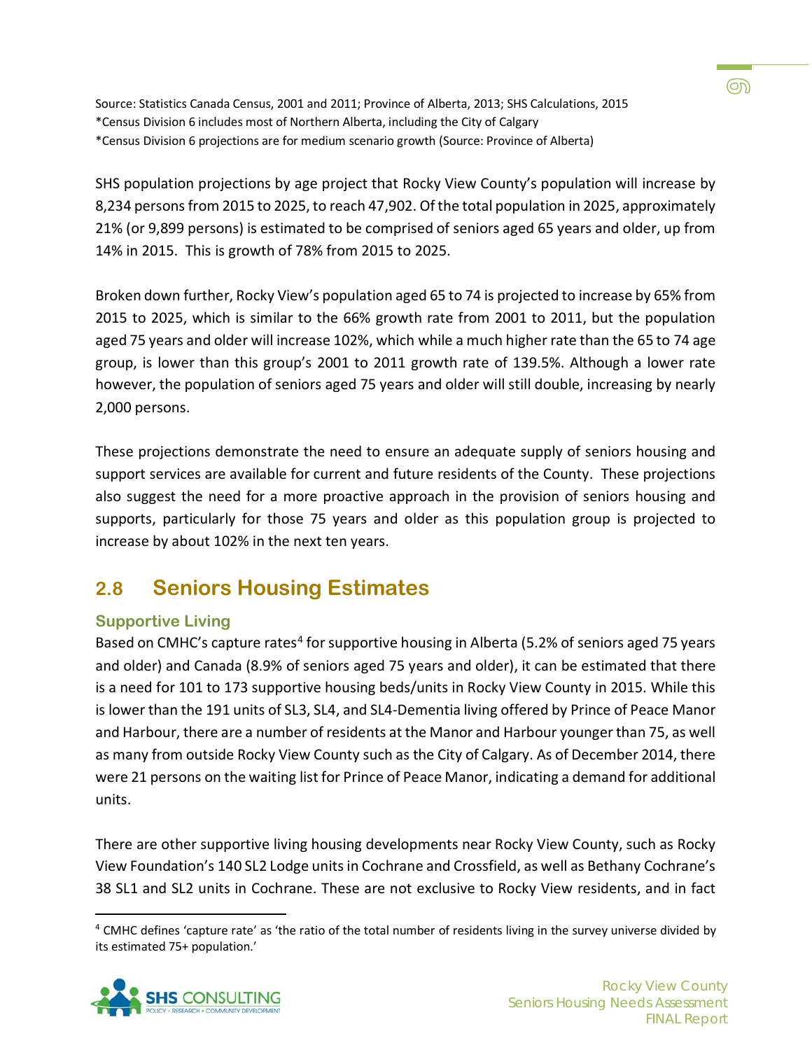Source: Statistics Canada Census, 2001 and 2011; Province of Alberta, 2013; SHS Calculations, 2015
*Census Division 6 includes most of Northern Alberta, including the City of Calgary
*Census Division 6 projections are for medium scenario growth (Source: Province of Alberta)

SHS population projections by age project that Rocky View County's population will increase by 8,234 persons from 2015 to 2025, to reach 47,902. Of the total population in 2025, approximately 21% (or 9,899 persons) is estimated to be comprised of seniors aged 65 years and older, up from 14% in 2015. This is growth of 78% from 2015 to 2025.

Broken down further, Rocky View's population aged 65 to 74 is projected to increase by 65% from 2015 to 2025, which is similar to the 66% growth rate from 2001 to 2011, but the population aged 75 years and older will increase 102%, which while a much higher rate than the 65 to 74 age group, is lower than this group's 2001 to 2011 growth rate of 139.5%. Although a lower rate however, the population of seniors aged 75 years and older will still double, increasing by nearly 2,000 persons.

These projections demonstrate the need to ensure an adequate supply of seniors housing and support services are available for current and future residents of the County. These projections also suggest the need for a more proactive approach in the provision of seniors housing and supports, particularly for those 75 years and older as this population group is projected to increase by about 102% in the next ten years.

## 2.8 Seniors Housing Estimates

### Supportive Living

Based on CMHC's capture rates[4] for supportive housing in Alberta (5.2% of seniors aged 75 years and older) and Canada (8.9% of seniors aged 75 years and older), it can be estimated that there is a need for 101 to 173 supportive housing beds/units in Rocky View County in 2015. While this is lower than the 191 units of SL3, SL4, and SL4-Dementia living offered by Prince of Peace Manor and Harbour, there are a number of residents at the Manor and Harbour younger than 75, as well as many from outside Rocky View County such as the City of Calgary. As of December 2014, there were 21 persons on the waiting list for Prince of Peace Manor, indicating a demand for additional units.

There are other supportive living housing developments near Rocky View County, such as Rocky View Foundation's 140 SL2 Lodge units in Cochrane and Crossfield, as well as Bethany Cochrane's 38 SL1 and SL2 units in Cochrane. These are not exclusive to Rocky View residents, and in fact

[4] CMHC defines 'capture rate' as 'the ratio of the total number of residents living in the survey universe divided by its estimated 75+ population.'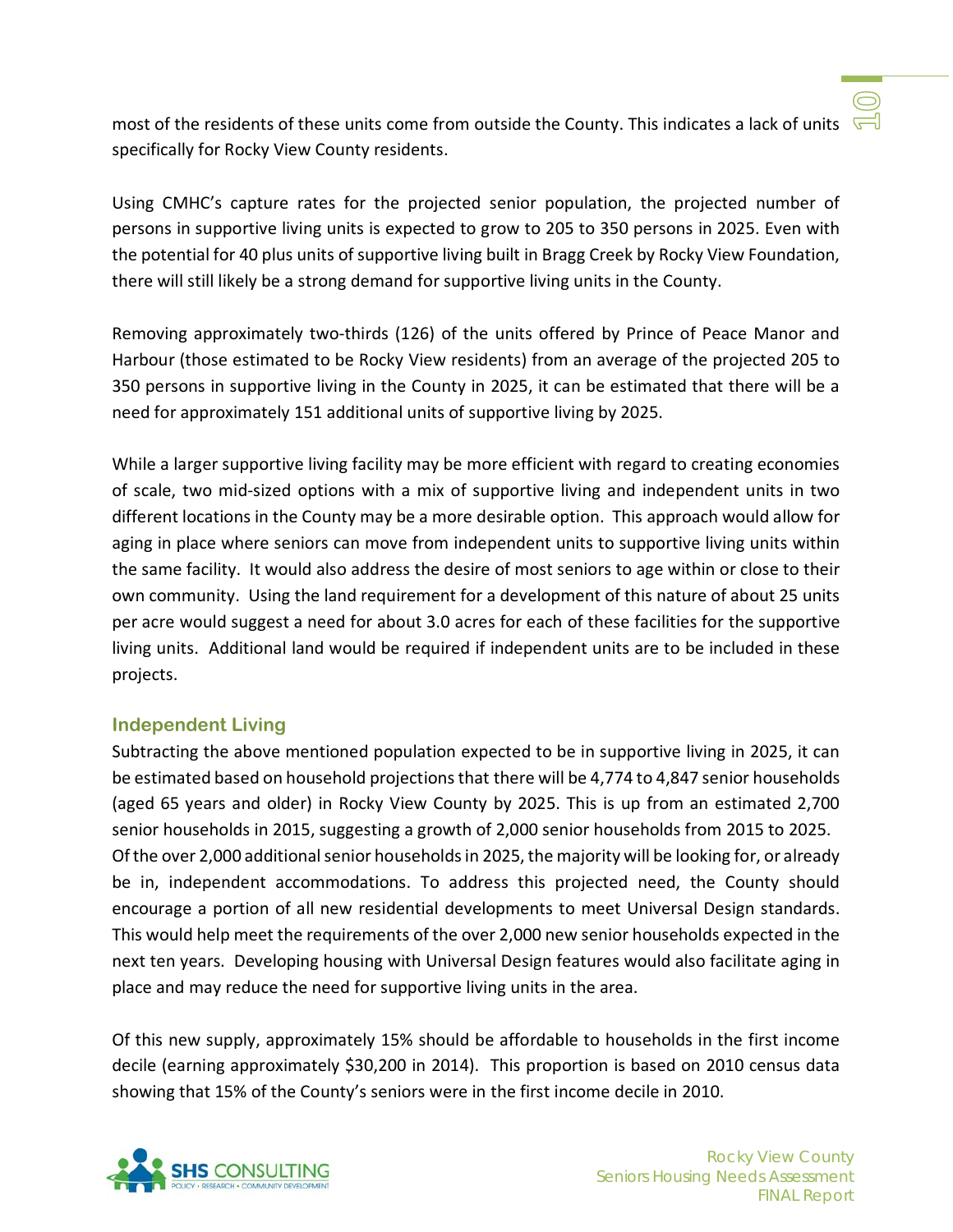most of the residents of these units come from outside the County. This indicates a lack of units specifically for Rocky View County residents.

Using CMHC's capture rates for the projected senior population, the projected number of persons in supportive living units is expected to grow to 205 to 350 persons in 2025. Even with the potential for 40 plus units of supportive living built in Bragg Creek by Rocky View Foundation, there will still likely be a strong demand for supportive living units in the County.

Removing approximately two-thirds (126) of the units offered by Prince of Peace Manor and Harbour (those estimated to be Rocky View residents) from an average of the projected 205 to 350 persons in supportive living in the County in 2025, it can be estimated that there will be a need for approximately 151 additional units of supportive living by 2025.

While a larger supportive living facility may be more efficient with regard to creating economies of scale, two mid-sized options with a mix of supportive living and independent units in two different locations in the County may be a more desirable option. This approach would allow for aging in place where seniors can move from independent units to supportive living units within the same facility. It would also address the desire of most seniors to age within or close to their own community. Using the land requirement for a development of this nature of about 25 units per acre would suggest a need for about 3.0 acres for each of these facilities for the supportive living units. Additional land would be required if independent units are to be included in these projects.

### Independent Living

Subtracting the above mentioned population expected to be in supportive living in 2025, it can be estimated based on household projections that there will be 4,774 to 4,847 senior households (aged 65 years and older) in Rocky View County by 2025. This is up from an estimated 2,700 senior households in 2015, suggesting a growth of 2,000 senior households from 2015 to 2025. Of the over 2,000 additional senior households in 2025, the majority will be looking for, or already be in, independent accommodations. To address this projected need, the County should encourage a portion of all new residential developments to meet Universal Design standards. This would help meet the requirements of the over 2,000 new senior households expected in the next ten years. Developing housing with Universal Design features would also facilitate aging in place and may reduce the need for supportive living units in the area.

Of this new supply, approximately 15% should be affordable to households in the first income decile (earning approximately $30,200 in 2014). This proportion is based on 2010 census data showing that 15% of the County's seniors were in the first income decile in 2010.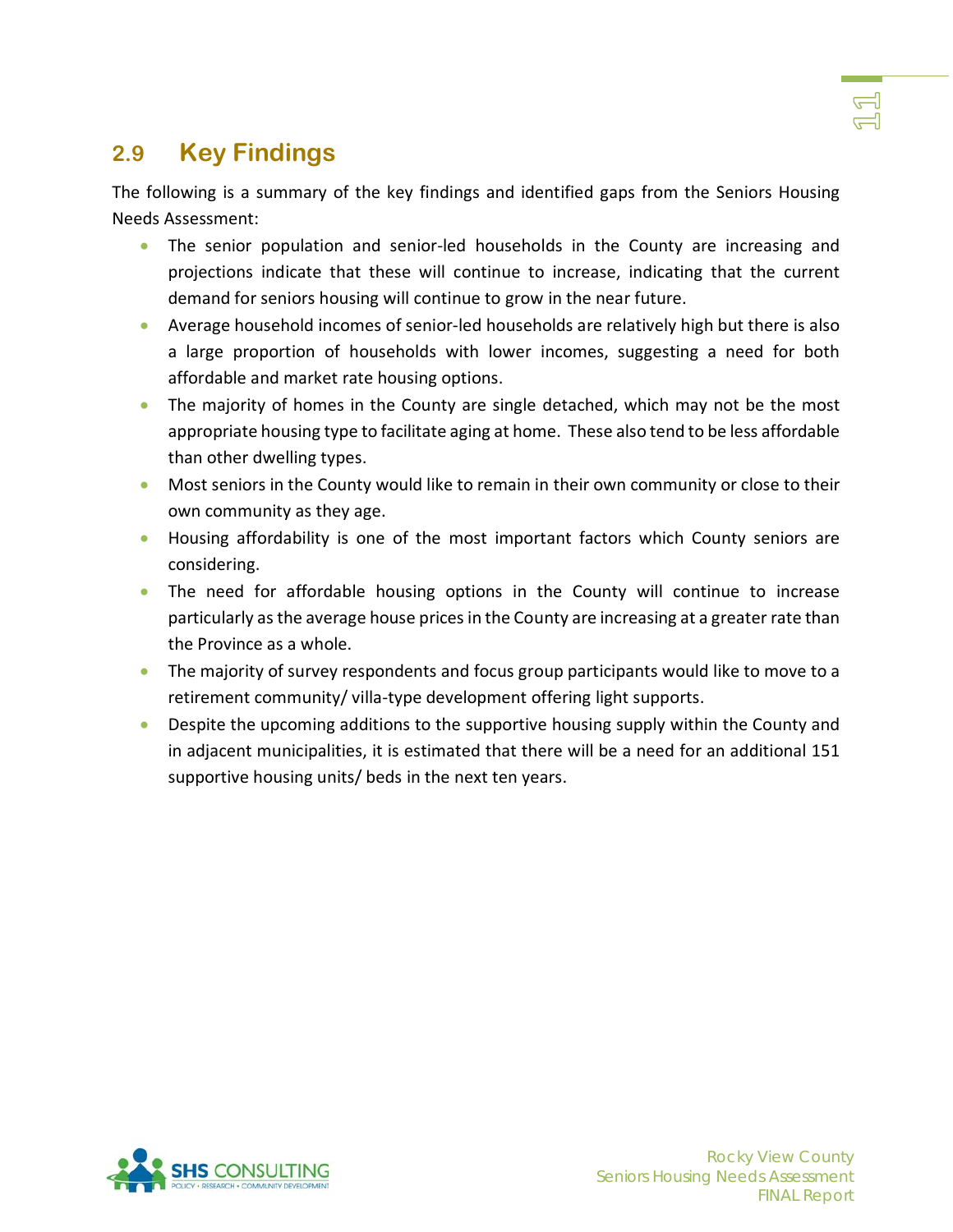## 2.9 Key Findings

The following is a summary of the key findings and identified gaps from the Seniors Housing Needs Assessment:

- The senior population and senior-led households in the County are increasing and projections indicate that these will continue to increase, indicating that the current demand for seniors housing will continue to grow in the near future.
- Average household incomes of senior-led households are relatively high but there is also a large proportion of households with lower incomes, suggesting a need for both affordable and market rate housing options.
- The majority of homes in the County are single detached, which may not be the most appropriate housing type to facilitate aging at home. These also tend to be less affordable than other dwelling types.
- Most seniors in the County would like to remain in their own community or close to their own community as they age.
- Housing affordability is one of the most important factors which County seniors are considering.
- The need for affordable housing options in the County will continue to increase particularly as the average house prices in the County are increasing at a greater rate than the Province as a whole.
- The majority of survey respondents and focus group participants would like to move to a retirement community/ villa-type development offering light supports.
- Despite the upcoming additions to the supportive housing supply within the County and in adjacent municipalities, it is estimated that there will be a need for an additional 151 supportive housing units/ beds in the next ten years.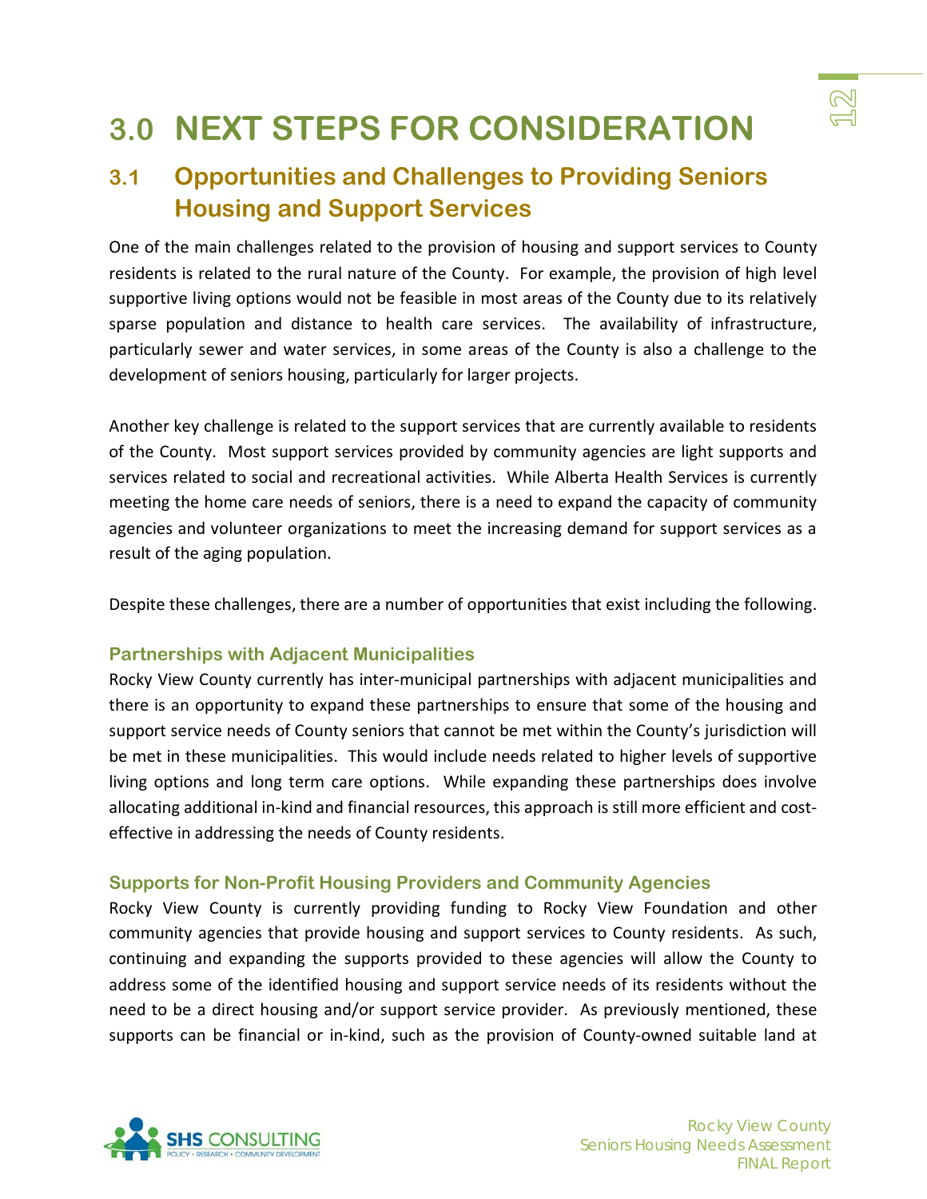# 3.0 NEXT STEPS FOR CONSIDERATION

## 3.1 Opportunities and Challenges to Providing Seniors Housing and Support Services

One of the main challenges related to the provision of housing and support services to County residents is related to the rural nature of the County. For example, the provision of high level supportive living options would not be feasible in most areas of the County due to its relatively sparse population and distance to health care services. The availability of infrastructure, particularly sewer and water services, in some areas of the County is also a challenge to the development of seniors housing, particularly for larger projects.

Another key challenge is related to the support services that are currently available to residents of the County. Most support services provided by community agencies are light supports and services related to social and recreational activities. While Alberta Health Services is currently meeting the home care needs of seniors, there is a need to expand the capacity of community agencies and volunteer organizations to meet the increasing demand for support services as a result of the aging population.

Despite these challenges, there are a number of opportunities that exist including the following.

### Partnerships with Adjacent Municipalities

Rocky View County currently has inter-municipal partnerships with adjacent municipalities and there is an opportunity to expand these partnerships to ensure that some of the housing and support service needs of County seniors that cannot be met within the County's jurisdiction will be met in these municipalities. This would include needs related to higher levels of supportive living options and long term care options. While expanding these partnerships does involve allocating additional in-kind and financial resources, this approach is still more efficient and cost-effective in addressing the needs of County residents.

### Supports for Non-Profit Housing Providers and Community Agencies

Rocky View County is currently providing funding to Rocky View Foundation and other community agencies that provide housing and support services to County residents. As such, continuing and expanding the supports provided to these agencies will allow the County to address some of the identified housing and support service needs of its residents without the need to be a direct housing and/or support service provider. As previously mentioned, these supports can be financial or in-kind, such as the provision of County-owned suitable land at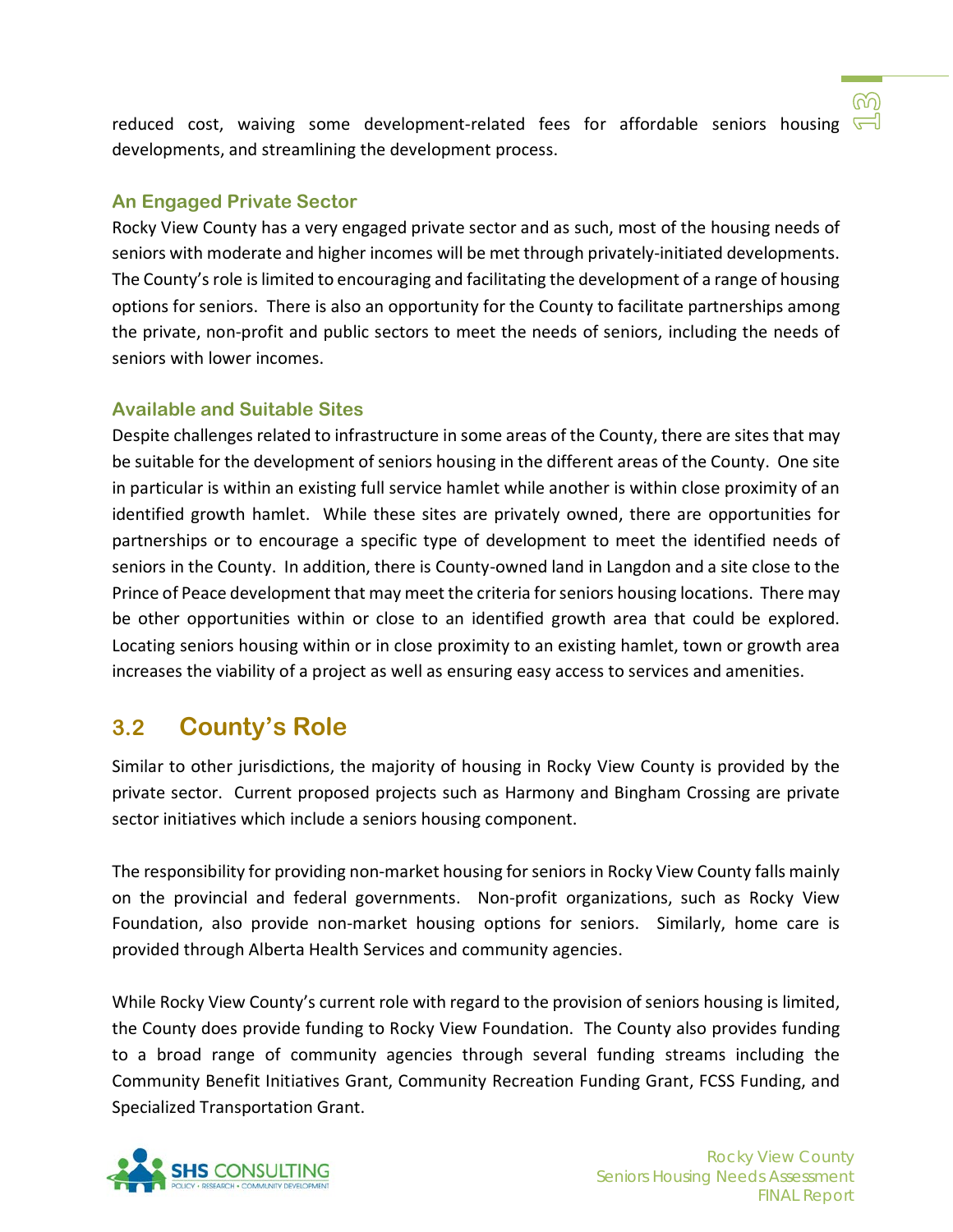reduced cost, waiving some development-related fees for affordable seniors housing developments, and streamlining the development process.

### An Engaged Private Sector

Rocky View County has a very engaged private sector and as such, most of the housing needs of seniors with moderate and higher incomes will be met through privately-initiated developments. The County's role is limited to encouraging and facilitating the development of a range of housing options for seniors. There is also an opportunity for the County to facilitate partnerships among the private, non-profit and public sectors to meet the needs of seniors, including the needs of seniors with lower incomes.

### Available and Suitable Sites

Despite challenges related to infrastructure in some areas of the County, there are sites that may be suitable for the development of seniors housing in the different areas of the County. One site in particular is within an existing full service hamlet while another is within close proximity of an identified growth hamlet. While these sites are privately owned, there are opportunities for partnerships or to encourage a specific type of development to meet the identified needs of seniors in the County. In addition, there is County-owned land in Langdon and a site close to the Prince of Peace development that may meet the criteria for seniors housing locations. There may be other opportunities within or close to an identified growth area that could be explored. Locating seniors housing within or in close proximity to an existing hamlet, town or growth area increases the viability of a project as well as ensuring easy access to services and amenities.

## 3.2 County's Role

Similar to other jurisdictions, the majority of housing in Rocky View County is provided by the private sector. Current proposed projects such as Harmony and Bingham Crossing are private sector initiatives which include a seniors housing component.

The responsibility for providing non-market housing for seniors in Rocky View County falls mainly on the provincial and federal governments. Non-profit organizations, such as Rocky View Foundation, also provide non-market housing options for seniors. Similarly, home care is provided through Alberta Health Services and community agencies.

While Rocky View County's current role with regard to the provision of seniors housing is limited, the County does provide funding to Rocky View Foundation. The County also provides funding to a broad range of community agencies through several funding streams including the Community Benefit Initiatives Grant, Community Recreation Funding Grant, FCSS Funding, and Specialized Transportation Grant.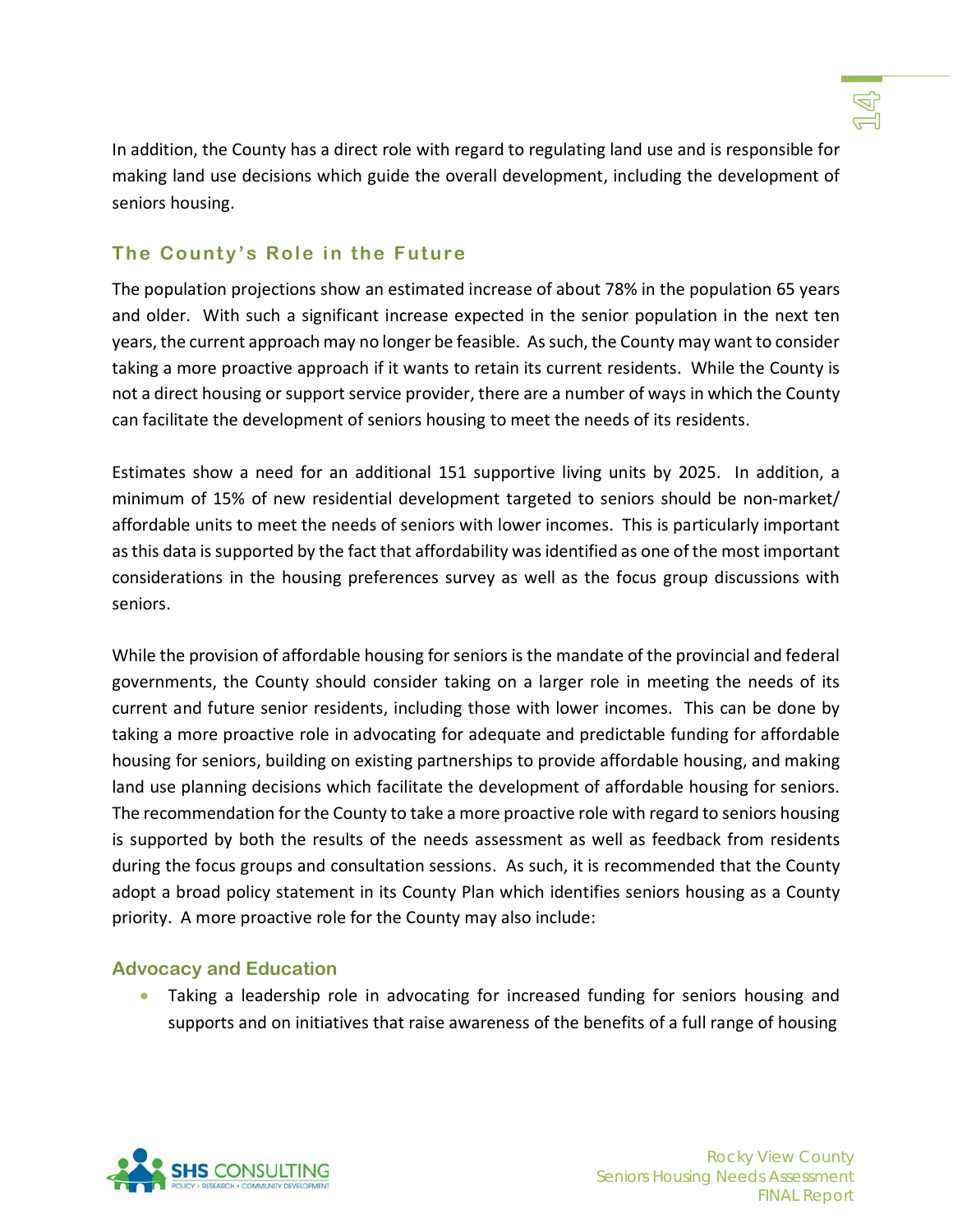In addition, the County has a direct role with regard to regulating land use and is responsible for making land use decisions which guide the overall development, including the development of seniors housing.

## The County's Role in the Future

The population projections show an estimated increase of about 78% in the population 65 years and older. With such a significant increase expected in the senior population in the next ten years, the current approach may no longer be feasible. As such, the County may want to consider taking a more proactive approach if it wants to retain its current residents. While the County is not a direct housing or support service provider, there are a number of ways in which the County can facilitate the development of seniors housing to meet the needs of its residents.

Estimates show a need for an additional 151 supportive living units by 2025. In addition, a minimum of 15% of new residential development targeted to seniors should be non-market/ affordable units to meet the needs of seniors with lower incomes. This is particularly important as this data is supported by the fact that affordability was identified as one of the most important considerations in the housing preferences survey as well as the focus group discussions with seniors.

While the provision of affordable housing for seniors is the mandate of the provincial and federal governments, the County should consider taking on a larger role in meeting the needs of its current and future senior residents, including those with lower incomes. This can be done by taking a more proactive role in advocating for adequate and predictable funding for affordable housing for seniors, building on existing partnerships to provide affordable housing, and making land use planning decisions which facilitate the development of affordable housing for seniors. The recommendation for the County to take a more proactive role with regard to seniors housing is supported by both the results of the needs assessment as well as feedback from residents during the focus groups and consultation sessions. As such, it is recommended that the County adopt a broad policy statement in its County Plan which identifies seniors housing as a County priority. A more proactive role for the County may also include:

### Advocacy and Education

- Taking a leadership role in advocating for increased funding for seniors housing and supports and on initiatives that raise awareness of the benefits of a full range of housing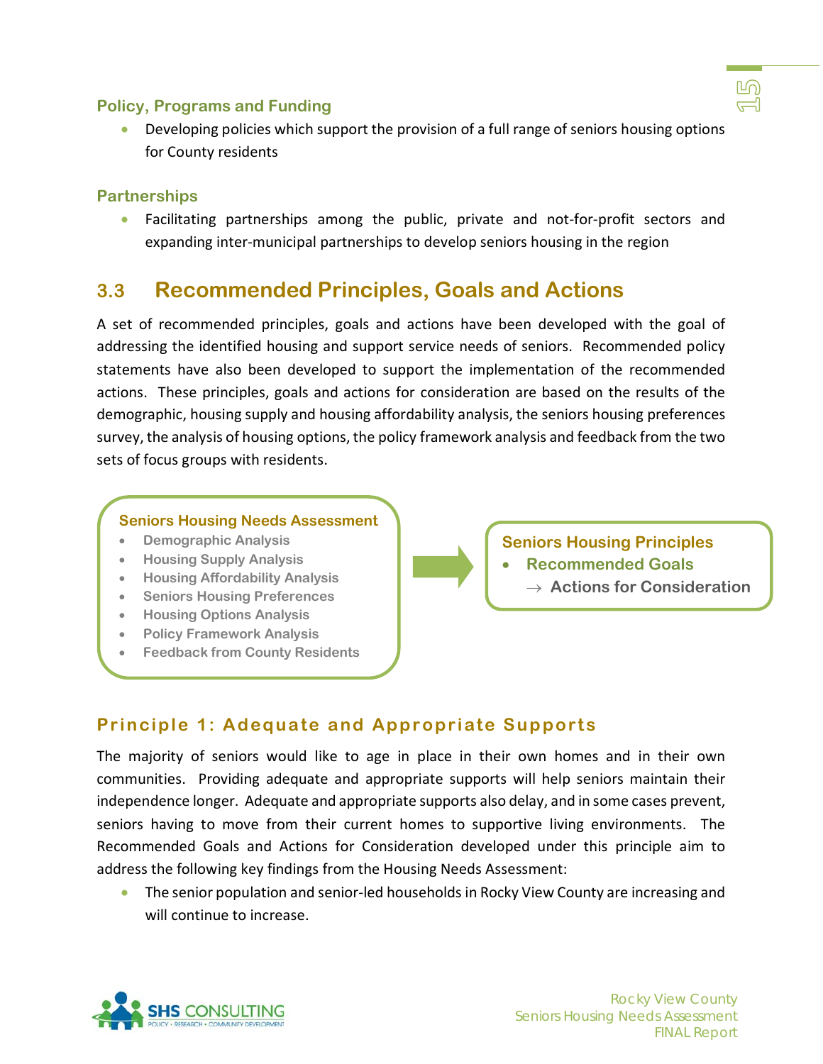#### Policy, Programs and Funding

- Developing policies which support the provision of a full range of seniors housing options for County residents

#### Partnerships

- Facilitating partnerships among the public, private and not-for-profit sectors and expanding inter-municipal partnerships to develop seniors housing in the region

## 3.3 Recommended Principles, Goals and Actions

A set of recommended principles, goals and actions have been developed with the goal of addressing the identified housing and support service needs of seniors. Recommended policy statements have also been developed to support the implementation of the recommended actions. These principles, goals and actions for consideration are based on the results of the demographic, housing supply and housing affordability analysis, the seniors housing preferences survey, the analysis of housing options, the policy framework analysis and feedback from the two sets of focus groups with residents.

**Seniors Housing Needs Assessment**

- Demographic Analysis
- Housing Supply Analysis
- Housing Affordability Analysis
- Seniors Housing Preferences
- Housing Options Analysis
- Policy Framework Analysis
- Feedback from County Residents

→

**Seniors Housing Principles**

- **Recommended Goals**
  - → **Actions for Consideration**

### Principle 1: Adequate and Appropriate Supports

The majority of seniors would like to age in place in their own homes and in their own communities. Providing adequate and appropriate supports will help seniors maintain their independence longer. Adequate and appropriate supports also delay, and in some cases prevent, seniors having to move from their current homes to supportive living environments. The Recommended Goals and Actions for Consideration developed under this principle aim to address the following key findings from the Housing Needs Assessment:

- The senior population and senior-led households in Rocky View County are increasing and will continue to increase.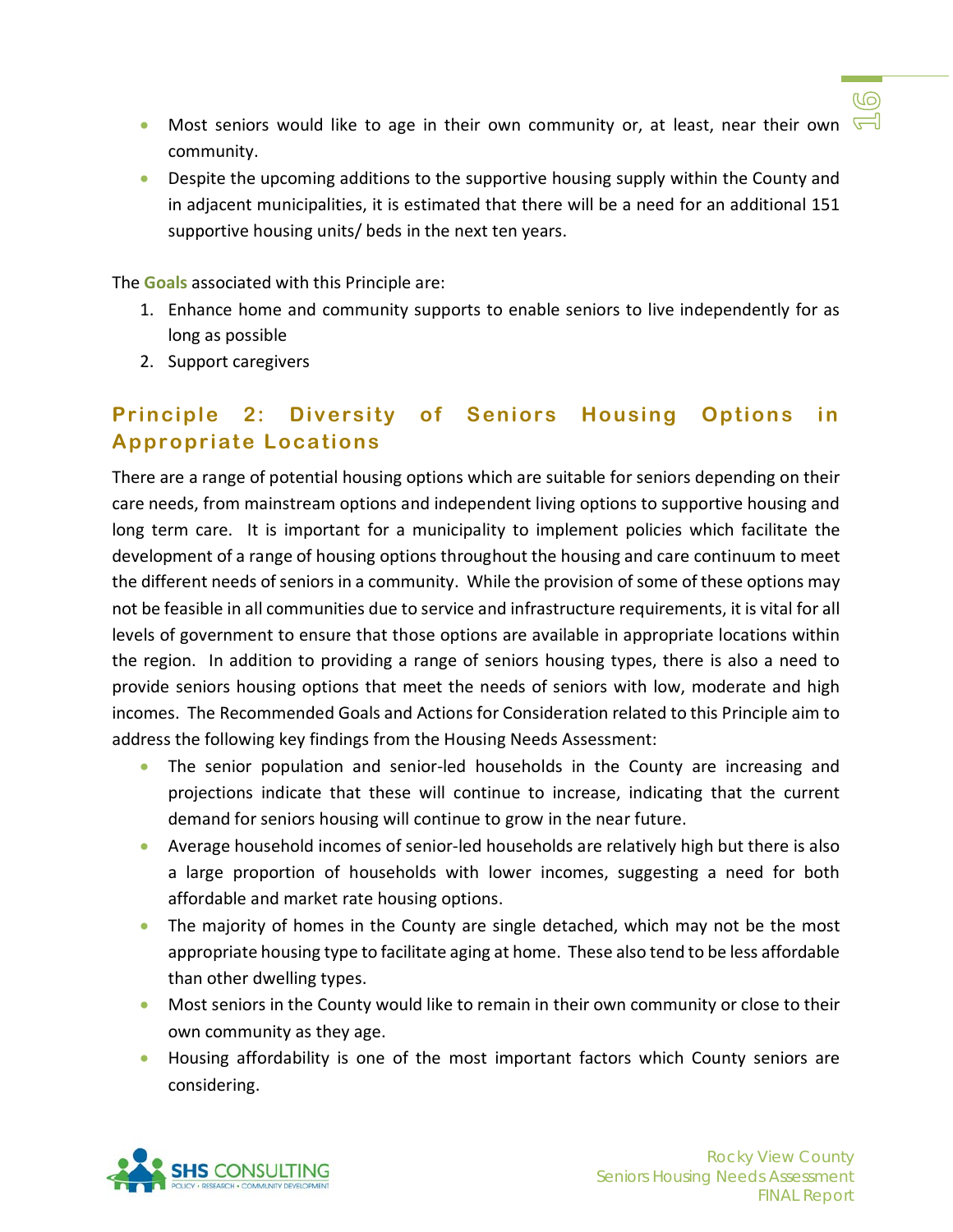- Most seniors would like to age in their own community or, at least, near their own community.
- Despite the upcoming additions to the supportive housing supply within the County and in adjacent municipalities, it is estimated that there will be a need for an additional 151 supportive housing units/ beds in the next ten years.

The **Goals** associated with this Principle are:

1. Enhance home and community supports to enable seniors to live independently for as long as possible
2. Support caregivers

## Principle 2: Diversity of Seniors Housing Options in Appropriate Locations

There are a range of potential housing options which are suitable for seniors depending on their care needs, from mainstream options and independent living options to supportive housing and long term care. It is important for a municipality to implement policies which facilitate the development of a range of housing options throughout the housing and care continuum to meet the different needs of seniors in a community. While the provision of some of these options may not be feasible in all communities due to service and infrastructure requirements, it is vital for all levels of government to ensure that those options are available in appropriate locations within the region. In addition to providing a range of seniors housing types, there is also a need to provide seniors housing options that meet the needs of seniors with low, moderate and high incomes. The Recommended Goals and Actions for Consideration related to this Principle aim to address the following key findings from the Housing Needs Assessment:

- The senior population and senior-led households in the County are increasing and projections indicate that these will continue to increase, indicating that the current demand for seniors housing will continue to grow in the near future.
- Average household incomes of senior-led households are relatively high but there is also a large proportion of households with lower incomes, suggesting a need for both affordable and market rate housing options.
- The majority of homes in the County are single detached, which may not be the most appropriate housing type to facilitate aging at home. These also tend to be less affordable than other dwelling types.
- Most seniors in the County would like to remain in their own community or close to their own community as they age.
- Housing affordability is one of the most important factors which County seniors are considering.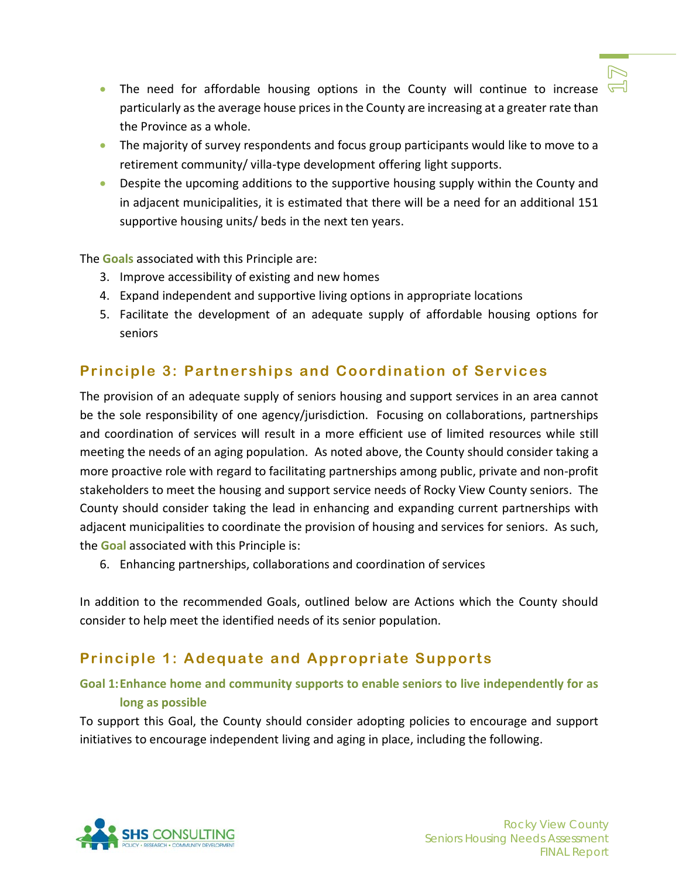- The need for affordable housing options in the County will continue to increase particularly as the average house prices in the County are increasing at a greater rate than the Province as a whole.
- The majority of survey respondents and focus group participants would like to move to a retirement community/ villa-type development offering light supports.
- Despite the upcoming additions to the supportive housing supply within the County and in adjacent municipalities, it is estimated that there will be a need for an additional 151 supportive housing units/ beds in the next ten years.

The **Goals** associated with this Principle are:

3. Improve accessibility of existing and new homes
4. Expand independent and supportive living options in appropriate locations
5. Facilitate the development of an adequate supply of affordable housing options for seniors

## Principle 3: Partnerships and Coordination of Services

The provision of an adequate supply of seniors housing and support services in an area cannot be the sole responsibility of one agency/jurisdiction. Focusing on collaborations, partnerships and coordination of services will result in a more efficient use of limited resources while still meeting the needs of an aging population. As noted above, the County should consider taking a more proactive role with regard to facilitating partnerships among public, private and non-profit stakeholders to meet the housing and support service needs of Rocky View County seniors. The County should consider taking the lead in enhancing and expanding current partnerships with adjacent municipalities to coordinate the provision of housing and services for seniors. As such, the **Goal** associated with this Principle is:

6. Enhancing partnerships, collaborations and coordination of services

In addition to the recommended Goals, outlined below are Actions which the County should consider to help meet the identified needs of its senior population.

## Principle 1: Adequate and Appropriate Supports

### Goal 1: Enhance home and community supports to enable seniors to live independently for as long as possible

To support this Goal, the County should consider adopting policies to encourage and support initiatives to encourage independent living and aging in place, including the following.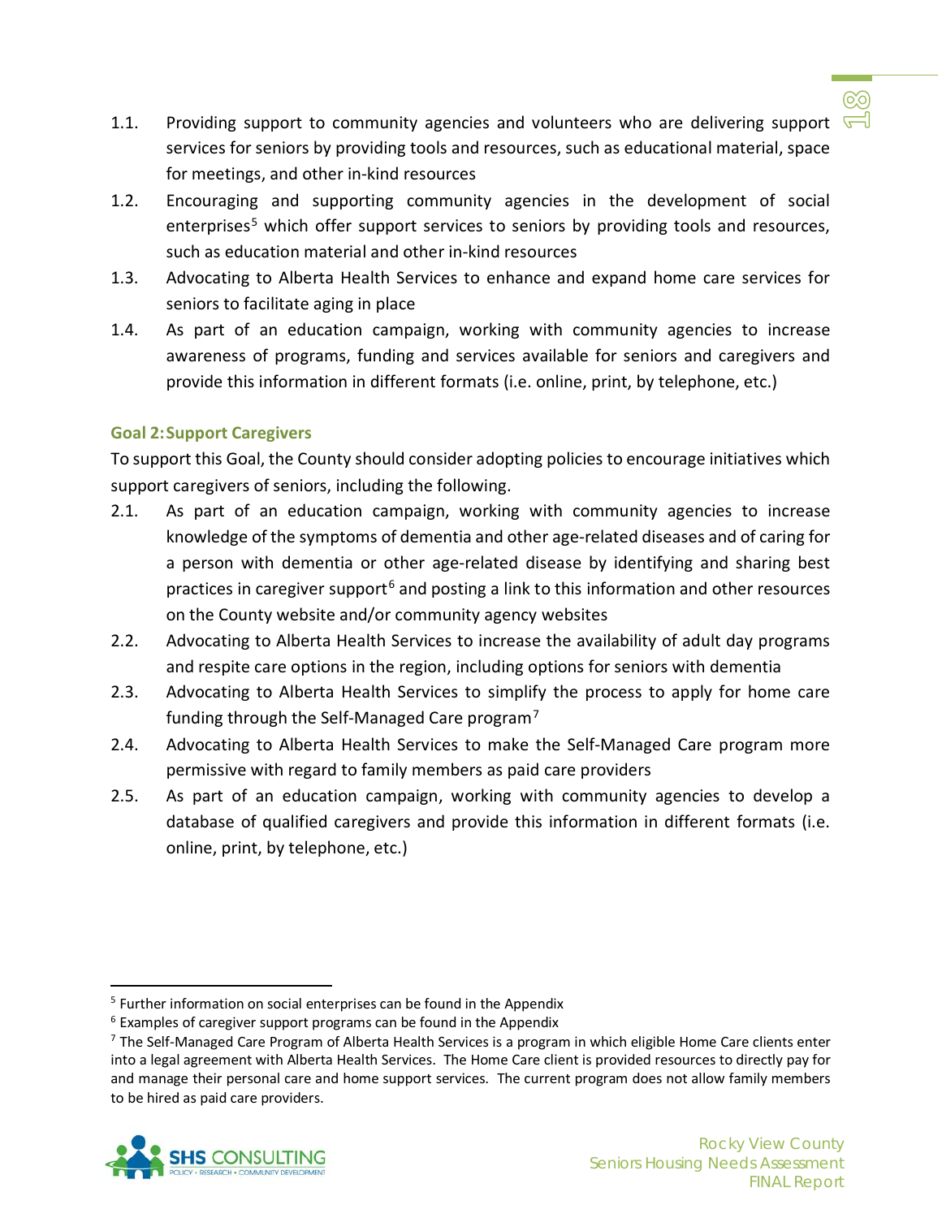1.1. Providing support to community agencies and volunteers who are delivering support services for seniors by providing tools and resources, such as educational material, space for meetings, and other in-kind resources

1.2. Encouraging and supporting community agencies in the development of social enterprises[5] which offer support services to seniors by providing tools and resources, such as education material and other in-kind resources

1.3. Advocating to Alberta Health Services to enhance and expand home care services for seniors to facilitate aging in place

1.4. As part of an education campaign, working with community agencies to increase awareness of programs, funding and services available for seniors and caregivers and provide this information in different formats (i.e. online, print, by telephone, etc.)

### Goal 2: Support Caregivers

To support this Goal, the County should consider adopting policies to encourage initiatives which support caregivers of seniors, including the following.

2.1. As part of an education campaign, working with community agencies to increase knowledge of the symptoms of dementia and other age-related diseases and of caring for a person with dementia or other age-related disease by identifying and sharing best practices in caregiver support[6] and posting a link to this information and other resources on the County website and/or community agency websites

2.2. Advocating to Alberta Health Services to increase the availability of adult day programs and respite care options in the region, including options for seniors with dementia

2.3. Advocating to Alberta Health Services to simplify the process to apply for home care funding through the Self-Managed Care program[7]

2.4. Advocating to Alberta Health Services to make the Self-Managed Care program more permissive with regard to family members as paid care providers

2.5. As part of an education campaign, working with community agencies to develop a database of qualified caregivers and provide this information in different formats (i.e. online, print, by telephone, etc.)

---

[5] Further information on social enterprises can be found in the Appendix

[6] Examples of caregiver support programs can be found in the Appendix

[7] The Self-Managed Care Program of Alberta Health Services is a program in which eligible Home Care clients enter into a legal agreement with Alberta Health Services. The Home Care client is provided resources to directly pay for and manage their personal care and home support services. The current program does not allow family members to be hired as paid care providers.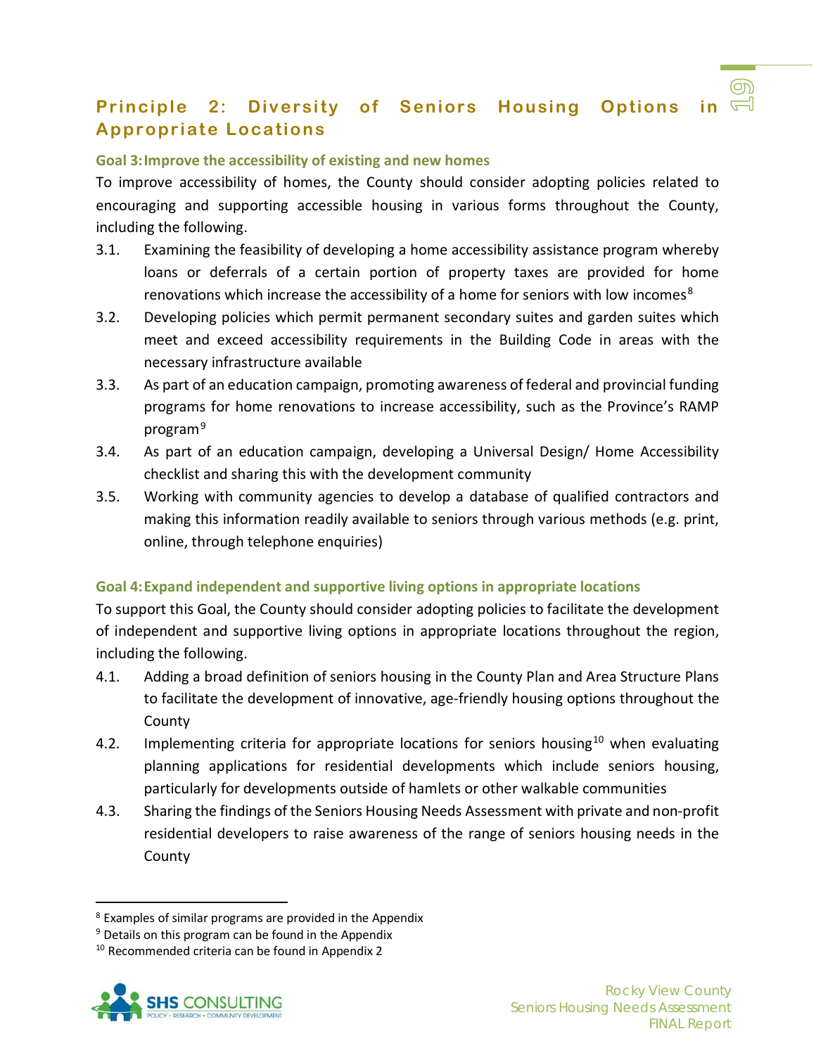## Principle 2: Diversity of Seniors Housing Options in Appropriate Locations

### Goal 3: Improve the accessibility of existing and new homes

To improve accessibility of homes, the County should consider adopting policies related to encouraging and supporting accessible housing in various forms throughout the County, including the following.

3.1. Examining the feasibility of developing a home accessibility assistance program whereby loans or deferrals of a certain portion of property taxes are provided for home renovations which increase the accessibility of a home for seniors with low incomes[8]

3.2. Developing policies which permit permanent secondary suites and garden suites which meet and exceed accessibility requirements in the Building Code in areas with the necessary infrastructure available

3.3. As part of an education campaign, promoting awareness of federal and provincial funding programs for home renovations to increase accessibility, such as the Province's RAMP program[9]

3.4. As part of an education campaign, developing a Universal Design/ Home Accessibility checklist and sharing this with the development community

3.5. Working with community agencies to develop a database of qualified contractors and making this information readily available to seniors through various methods (e.g. print, online, through telephone enquiries)

### Goal 4: Expand independent and supportive living options in appropriate locations

To support this Goal, the County should consider adopting policies to facilitate the development of independent and supportive living options in appropriate locations throughout the region, including the following.

4.1. Adding a broad definition of seniors housing in the County Plan and Area Structure Plans to facilitate the development of innovative, age-friendly housing options throughout the County

4.2. Implementing criteria for appropriate locations for seniors housing[10] when evaluating planning applications for residential developments which include seniors housing, particularly for developments outside of hamlets or other walkable communities

4.3. Sharing the findings of the Seniors Housing Needs Assessment with private and non-profit residential developers to raise awareness of the range of seniors housing needs in the County

---

[8] Examples of similar programs are provided in the Appendix

[9] Details on this program can be found in the Appendix

[10] Recommended criteria can be found in Appendix 2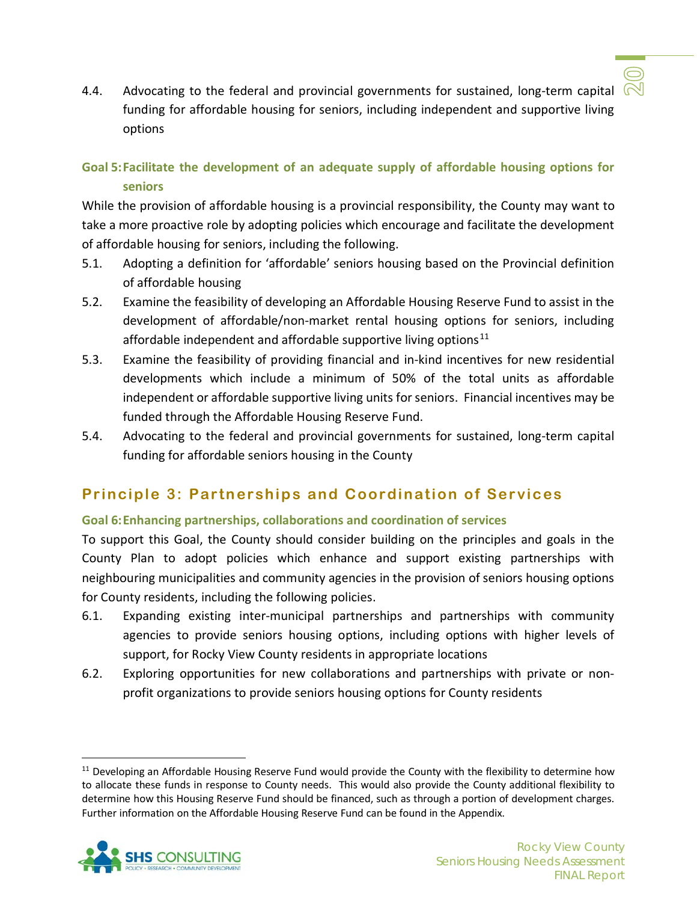4.4. Advocating to the federal and provincial governments for sustained, long-term capital funding for affordable housing for seniors, including independent and supportive living options

### Goal 5: Facilitate the development of an adequate supply of affordable housing options for seniors

While the provision of affordable housing is a provincial responsibility, the County may want to take a more proactive role by adopting policies which encourage and facilitate the development of affordable housing for seniors, including the following.

5.1. Adopting a definition for 'affordable' seniors housing based on the Provincial definition of affordable housing

5.2. Examine the feasibility of developing an Affordable Housing Reserve Fund to assist in the development of affordable/non-market rental housing options for seniors, including affordable independent and affordable supportive living options[11]

5.3. Examine the feasibility of providing financial and in-kind incentives for new residential developments which include a minimum of 50% of the total units as affordable independent or affordable supportive living units for seniors. Financial incentives may be funded through the Affordable Housing Reserve Fund.

5.4. Advocating to the federal and provincial governments for sustained, long-term capital funding for affordable seniors housing in the County

## Principle 3: Partnerships and Coordination of Services

### Goal 6: Enhancing partnerships, collaborations and coordination of services

To support this Goal, the County should consider building on the principles and goals in the County Plan to adopt policies which enhance and support existing partnerships with neighbouring municipalities and community agencies in the provision of seniors housing options for County residents, including the following policies.

6.1. Expanding existing inter-municipal partnerships and partnerships with community agencies to provide seniors housing options, including options with higher levels of support, for Rocky View County residents in appropriate locations

6.2. Exploring opportunities for new collaborations and partnerships with private or non-profit organizations to provide seniors housing options for County residents

---

[11] Developing an Affordable Housing Reserve Fund would provide the County with the flexibility to determine how to allocate these funds in response to County needs. This would also provide the County additional flexibility to determine how this Housing Reserve Fund should be financed, such as through a portion of development charges. Further information on the Affordable Housing Reserve Fund can be found in the Appendix.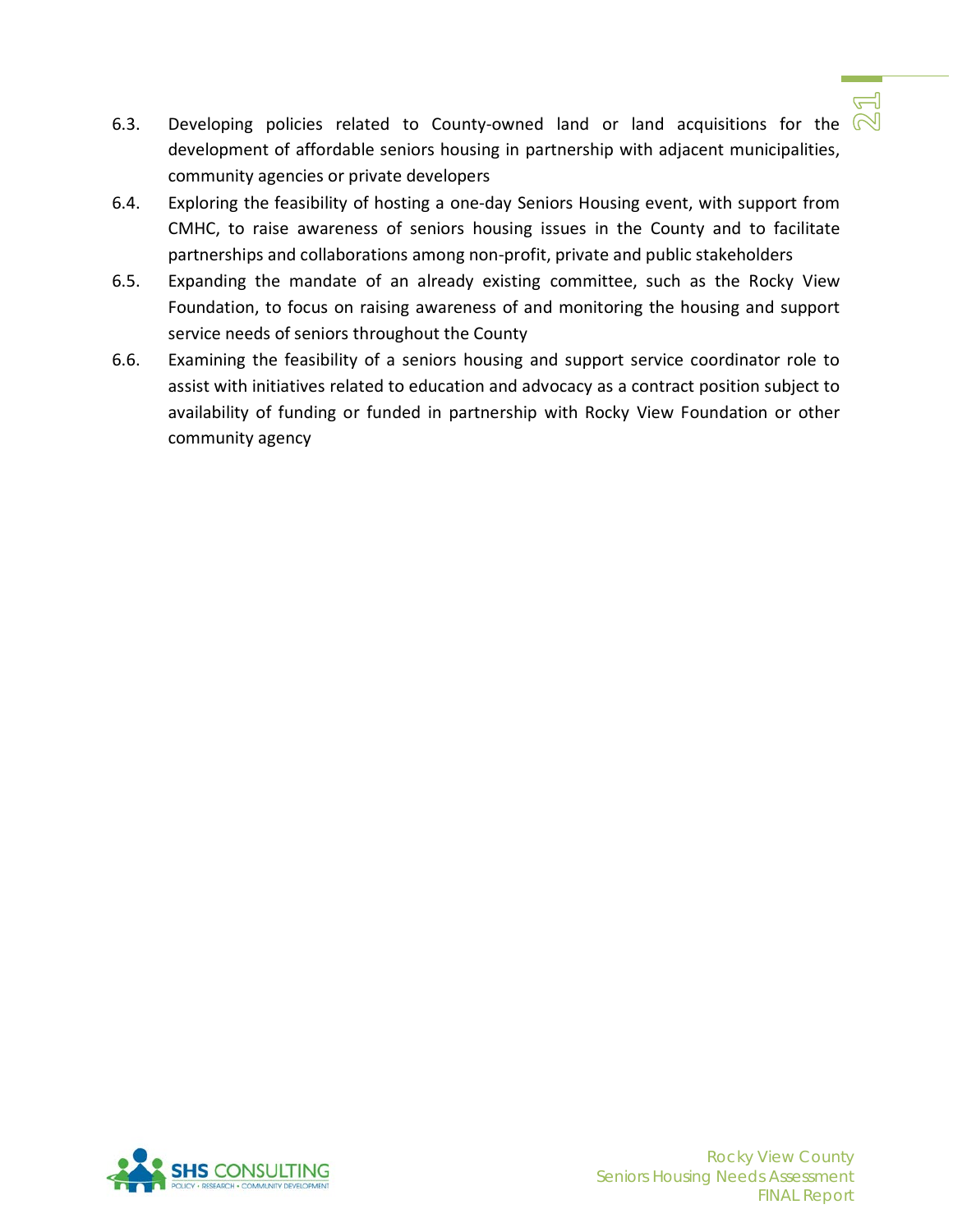6.3. Developing policies related to County-owned land or land acquisitions for the development of affordable seniors housing in partnership with adjacent municipalities, community agencies or private developers

6.4. Exploring the feasibility of hosting a one-day Seniors Housing event, with support from CMHC, to raise awareness of seniors housing issues in the County and to facilitate partnerships and collaborations among non-profit, private and public stakeholders

6.5. Expanding the mandate of an already existing committee, such as the Rocky View Foundation, to focus on raising awareness of and monitoring the housing and support service needs of seniors throughout the County

6.6. Examining the feasibility of a seniors housing and support service coordinator role to assist with initiatives related to education and advocacy as a contract position subject to availability of funding or funded in partnership with Rocky View Foundation or other community agency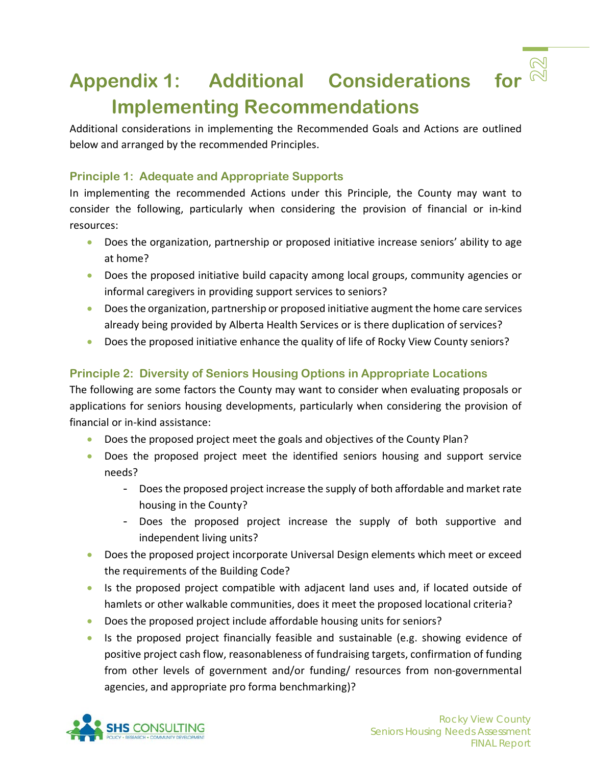# Appendix 1: Additional Considerations for Implementing Recommendations

Additional considerations in implementing the Recommended Goals and Actions are outlined below and arranged by the recommended Principles.

### Principle 1: Adequate and Appropriate Supports

In implementing the recommended Actions under this Principle, the County may want to consider the following, particularly when considering the provision of financial or in-kind resources:

- Does the organization, partnership or proposed initiative increase seniors' ability to age at home?
- Does the proposed initiative build capacity among local groups, community agencies or informal caregivers in providing support services to seniors?
- Does the organization, partnership or proposed initiative augment the home care services already being provided by Alberta Health Services or is there duplication of services?
- Does the proposed initiative enhance the quality of life of Rocky View County seniors?

### Principle 2: Diversity of Seniors Housing Options in Appropriate Locations

The following are some factors the County may want to consider when evaluating proposals or applications for seniors housing developments, particularly when considering the provision of financial or in-kind assistance:

- Does the proposed project meet the goals and objectives of the County Plan?
- Does the proposed project meet the identified seniors housing and support service needs?
  - Does the proposed project increase the supply of both affordable and market rate housing in the County?
  - Does the proposed project increase the supply of both supportive and independent living units?
- Does the proposed project incorporate Universal Design elements which meet or exceed the requirements of the Building Code?
- Is the proposed project compatible with adjacent land uses and, if located outside of hamlets or other walkable communities, does it meet the proposed locational criteria?
- Does the proposed project include affordable housing units for seniors?
- Is the proposed project financially feasible and sustainable (e.g. showing evidence of positive project cash flow, reasonableness of fundraising targets, confirmation of funding from other levels of government and/or funding/ resources from non-governmental agencies, and appropriate pro forma benchmarking)?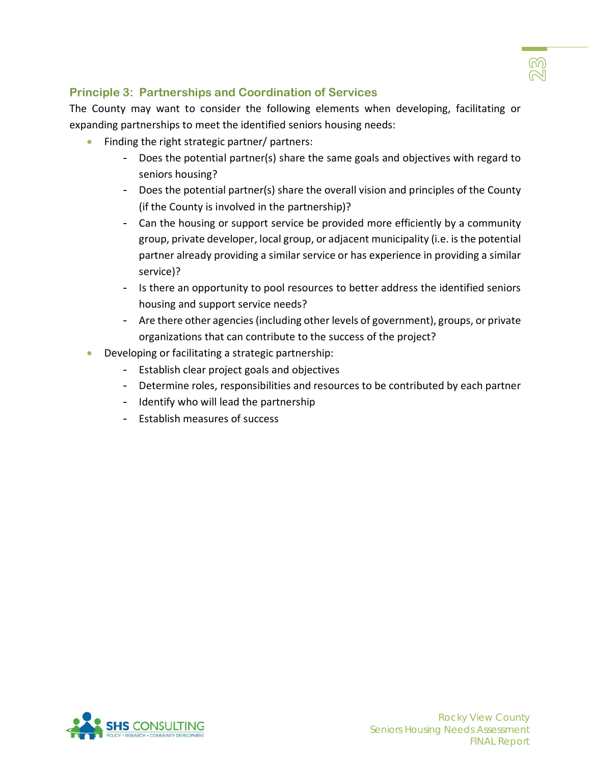### Principle 3: Partnerships and Coordination of Services

The County may want to consider the following elements when developing, facilitating or expanding partnerships to meet the identified seniors housing needs:

- Finding the right strategic partner/ partners:
  - Does the potential partner(s) share the same goals and objectives with regard to seniors housing?
  - Does the potential partner(s) share the overall vision and principles of the County (if the County is involved in the partnership)?
  - Can the housing or support service be provided more efficiently by a community group, private developer, local group, or adjacent municipality (i.e. is the potential partner already providing a similar service or has experience in providing a similar service)?
  - Is there an opportunity to pool resources to better address the identified seniors housing and support service needs?
  - Are there other agencies (including other levels of government), groups, or private organizations that can contribute to the success of the project?
- Developing or facilitating a strategic partnership:
  - Establish clear project goals and objectives
  - Determine roles, responsibilities and resources to be contributed by each partner
  - Identify who will lead the partnership
  - Establish measures of success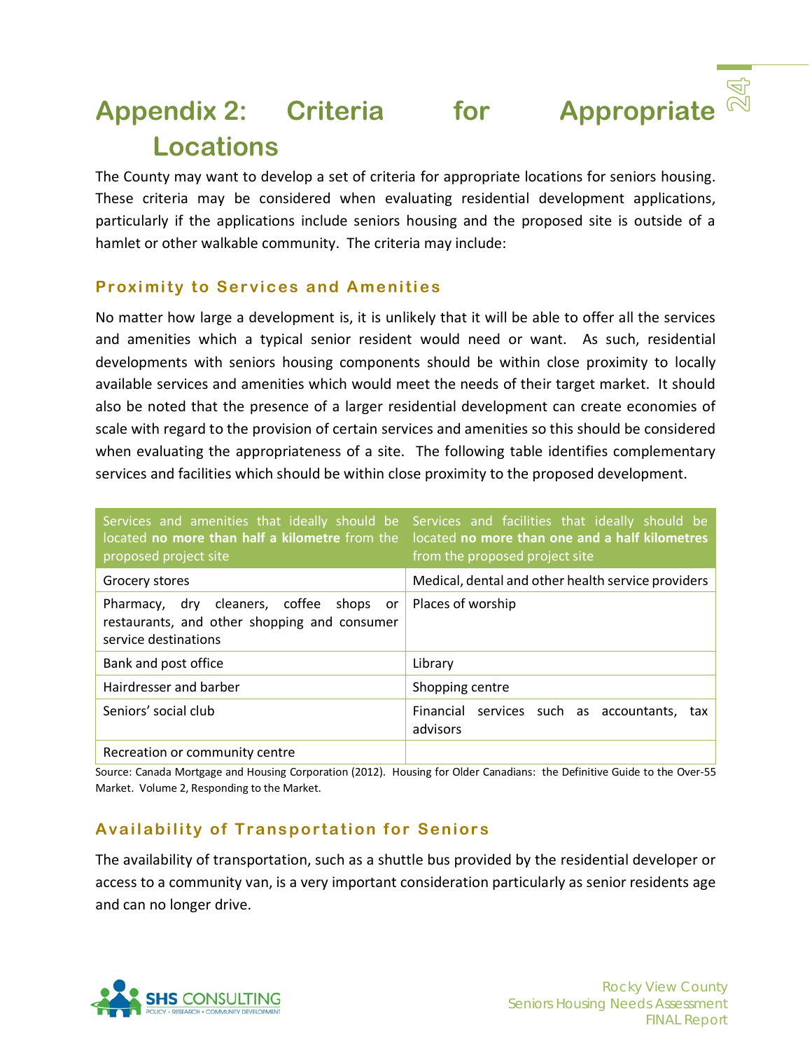# Appendix 2: Criteria for Appropriate Locations

The County may want to develop a set of criteria for appropriate locations for seniors housing. These criteria may be considered when evaluating residential development applications, particularly if the applications include seniors housing and the proposed site is outside of a hamlet or other walkable community. The criteria may include:

## Proximity to Services and Amenities

No matter how large a development is, it is unlikely that it will be able to offer all the services and amenities which a typical senior resident would need or want. As such, residential developments with seniors housing components should be within close proximity to locally available services and amenities which would meet the needs of their target market. It should also be noted that the presence of a larger residential development can create economies of scale with regard to the provision of certain services and amenities so this should be considered when evaluating the appropriateness of a site. The following table identifies complementary services and facilities which should be within close proximity to the proposed development.

| Services and amenities that ideally should be located **no more than half a kilometre** from the proposed project site | Services and facilities that ideally should be located **no more than one and a half kilometres** from the proposed project site |
|---|---|
| Grocery stores | Medical, dental and other health service providers |
| Pharmacy, dry cleaners, coffee shops or restaurants, and other shopping and consumer service destinations | Places of worship |
| Bank and post office | Library |
| Hairdresser and barber | Shopping centre |
| Seniors' social club | Financial services such as accountants, tax advisors |
| Recreation or community centre | |

Source: Canada Mortgage and Housing Corporation (2012). Housing for Older Canadians: the Definitive Guide to the Over-55 Market. Volume 2, Responding to the Market.

## Availability of Transportation for Seniors

The availability of transportation, such as a shuttle bus provided by the residential developer or access to a community van, is a very important consideration particularly as senior residents age and can no longer drive.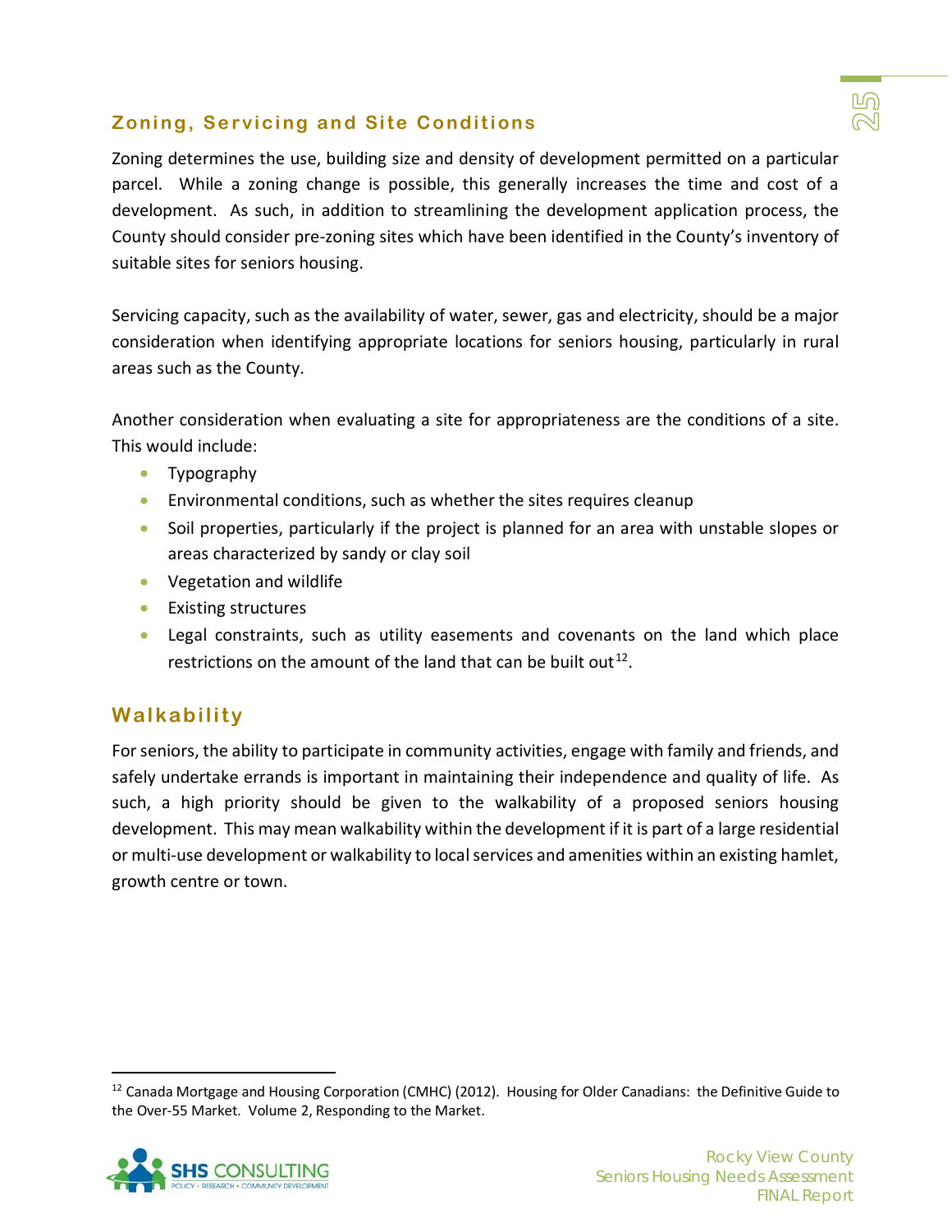## Zoning, Servicing and Site Conditions

Zoning determines the use, building size and density of development permitted on a particular parcel. While a zoning change is possible, this generally increases the time and cost of a development. As such, in addition to streamlining the development application process, the County should consider pre-zoning sites which have been identified in the County's inventory of suitable sites for seniors housing.

Servicing capacity, such as the availability of water, sewer, gas and electricity, should be a major consideration when identifying appropriate locations for seniors housing, particularly in rural areas such as the County.

Another consideration when evaluating a site for appropriateness are the conditions of a site. This would include:

- Typography
- Environmental conditions, such as whether the sites requires cleanup
- Soil properties, particularly if the project is planned for an area with unstable slopes or areas characterized by sandy or clay soil
- Vegetation and wildlife
- Existing structures
- Legal constraints, such as utility easements and covenants on the land which place restrictions on the amount of the land that can be built out[12].

## Walkability

For seniors, the ability to participate in community activities, engage with family and friends, and safely undertake errands is important in maintaining their independence and quality of life. As such, a high priority should be given to the walkability of a proposed seniors housing development. This may mean walkability within the development if it is part of a large residential or multi-use development or walkability to local services and amenities within an existing hamlet, growth centre or town.

---

[12] Canada Mortgage and Housing Corporation (CMHC) (2012). Housing for Older Canadians: the Definitive Guide to the Over-55 Market. Volume 2, Responding to the Market.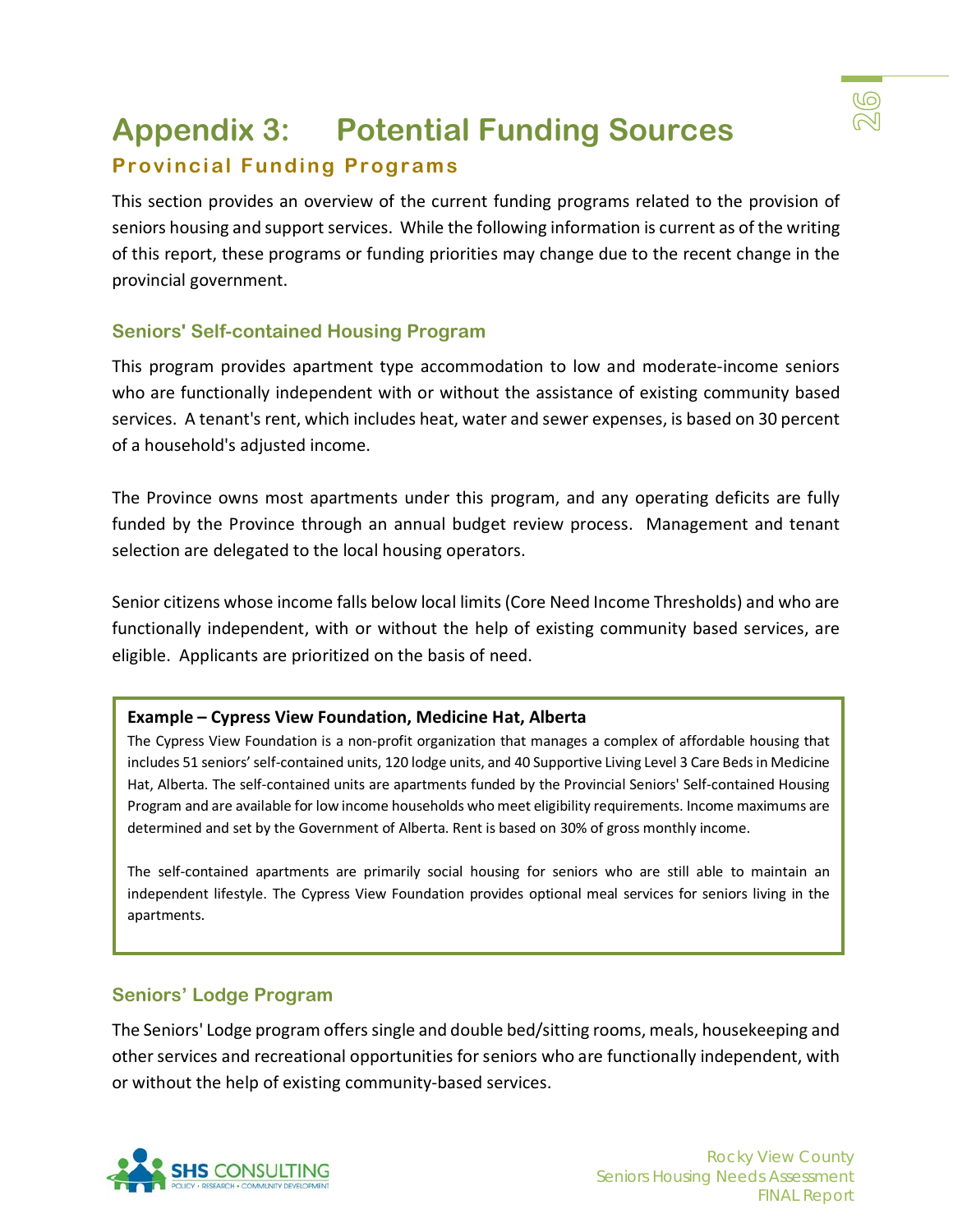# Appendix 3: Potential Funding Sources

## Provincial Funding Programs

This section provides an overview of the current funding programs related to the provision of seniors housing and support services. While the following information is current as of the writing of this report, these programs or funding priorities may change due to the recent change in the provincial government.

### Seniors' Self-contained Housing Program

This program provides apartment type accommodation to low and moderate-income seniors who are functionally independent with or without the assistance of existing community based services. A tenant's rent, which includes heat, water and sewer expenses, is based on 30 percent of a household's adjusted income.

The Province owns most apartments under this program, and any operating deficits are fully funded by the Province through an annual budget review process. Management and tenant selection are delegated to the local housing operators.

Senior citizens whose income falls below local limits (Core Need Income Thresholds) and who are functionally independent, with or without the help of existing community based services, are eligible. Applicants are prioritized on the basis of need.

> **Example – Cypress View Foundation, Medicine Hat, Alberta**
>
> The Cypress View Foundation is a non-profit organization that manages a complex of affordable housing that includes 51 seniors' self-contained units, 120 lodge units, and 40 Supportive Living Level 3 Care Beds in Medicine Hat, Alberta. The self-contained units are apartments funded by the Provincial Seniors' Self-contained Housing Program and are available for low income households who meet eligibility requirements. Income maximums are determined and set by the Government of Alberta. Rent is based on 30% of gross monthly income.
>
> The self-contained apartments are primarily social housing for seniors who are still able to maintain an independent lifestyle. The Cypress View Foundation provides optional meal services for seniors living in the apartments.

### Seniors' Lodge Program

The Seniors' Lodge program offers single and double bed/sitting rooms, meals, housekeeping and other services and recreational opportunities for seniors who are functionally independent, with or without the help of existing community-based services.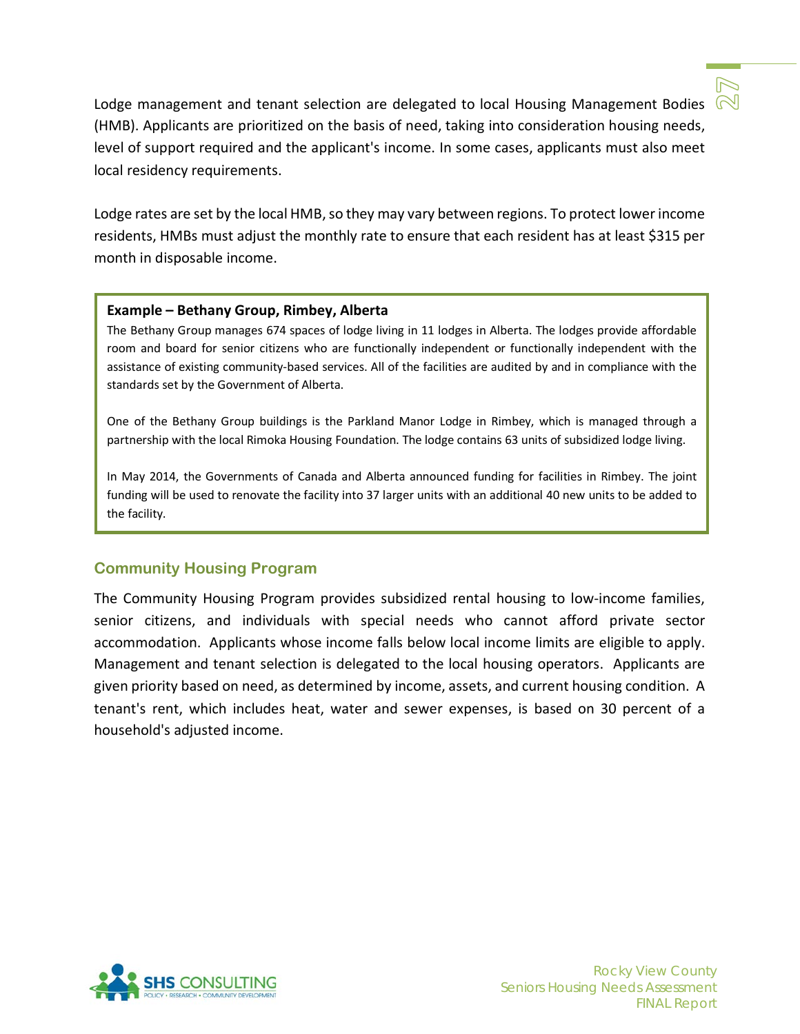Lodge management and tenant selection are delegated to local Housing Management Bodies (HMB). Applicants are prioritized on the basis of need, taking into consideration housing needs, level of support required and the applicant's income. In some cases, applicants must also meet local residency requirements.

Lodge rates are set by the local HMB, so they may vary between regions. To protect lower income residents, HMBs must adjust the monthly rate to ensure that each resident has at least $315 per month in disposable income.

> **Example – Bethany Group, Rimbey, Alberta**
>
> The Bethany Group manages 674 spaces of lodge living in 11 lodges in Alberta. The lodges provide affordable room and board for senior citizens who are functionally independent or functionally independent with the assistance of existing community-based services. All of the facilities are audited by and in compliance with the standards set by the Government of Alberta.
>
> One of the Bethany Group buildings is the Parkland Manor Lodge in Rimbey, which is managed through a partnership with the local Rimoka Housing Foundation. The lodge contains 63 units of subsidized lodge living.
>
> In May 2014, the Governments of Canada and Alberta announced funding for facilities in Rimbey. The joint funding will be used to renovate the facility into 37 larger units with an additional 40 new units to be added to the facility.

### Community Housing Program

The Community Housing Program provides subsidized rental housing to low-income families, senior citizens, and individuals with special needs who cannot afford private sector accommodation. Applicants whose income falls below local income limits are eligible to apply. Management and tenant selection is delegated to the local housing operators. Applicants are given priority based on need, as determined by income, assets, and current housing condition. A tenant's rent, which includes heat, water and sewer expenses, is based on 30 percent of a household's adjusted income.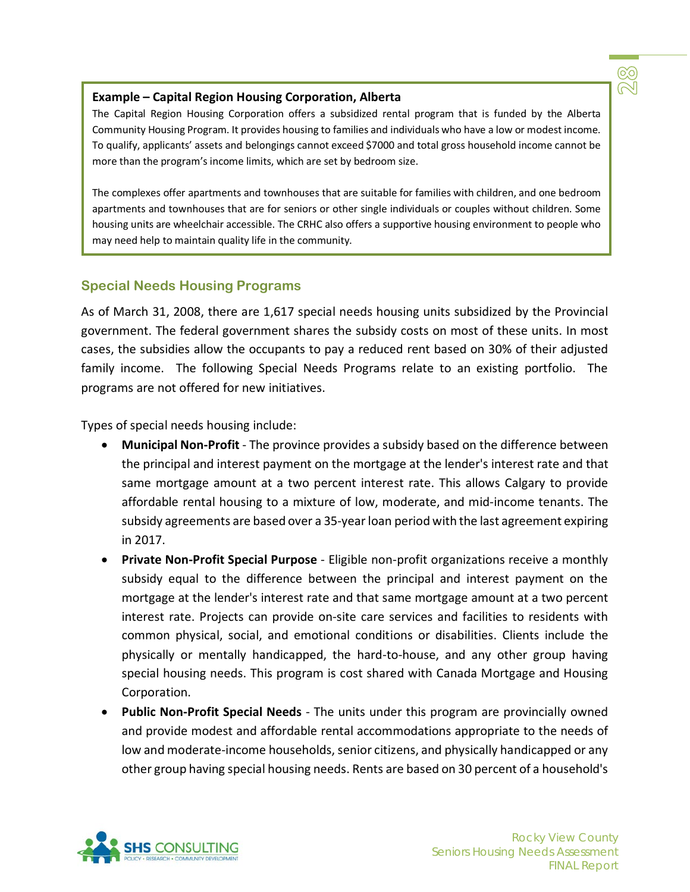**Example – Capital Region Housing Corporation, Alberta**

The Capital Region Housing Corporation offers a subsidized rental program that is funded by the Alberta Community Housing Program. It provides housing to families and individuals who have a low or modest income. To qualify, applicants' assets and belongings cannot exceed $7000 and total gross household income cannot be more than the program's income limits, which are set by bedroom size.

The complexes offer apartments and townhouses that are suitable for families with children, and one bedroom apartments and townhouses that are for seniors or other single individuals or couples without children. Some housing units are wheelchair accessible. The CRHC also offers a supportive housing environment to people who may need help to maintain quality life in the community.

### Special Needs Housing Programs

As of March 31, 2008, there are 1,617 special needs housing units subsidized by the Provincial government. The federal government shares the subsidy costs on most of these units. In most cases, the subsidies allow the occupants to pay a reduced rent based on 30% of their adjusted family income. The following Special Needs Programs relate to an existing portfolio. The programs are not offered for new initiatives.

Types of special needs housing include:

- **Municipal Non-Profit** - The province provides a subsidy based on the difference between the principal and interest payment on the mortgage at the lender's interest rate and that same mortgage amount at a two percent interest rate. This allows Calgary to provide affordable rental housing to a mixture of low, moderate, and mid-income tenants. The subsidy agreements are based over a 35-year loan period with the last agreement expiring in 2017.
- **Private Non-Profit Special Purpose** - Eligible non-profit organizations receive a monthly subsidy equal to the difference between the principal and interest payment on the mortgage at the lender's interest rate and that same mortgage amount at a two percent interest rate. Projects can provide on-site care services and facilities to residents with common physical, social, and emotional conditions or disabilities. Clients include the physically or mentally handicapped, the hard-to-house, and any other group having special housing needs. This program is cost shared with Canada Mortgage and Housing Corporation.
- **Public Non-Profit Special Needs** - The units under this program are provincially owned and provide modest and affordable rental accommodations appropriate to the needs of low and moderate-income households, senior citizens, and physically handicapped or any other group having special housing needs. Rents are based on 30 percent of a household's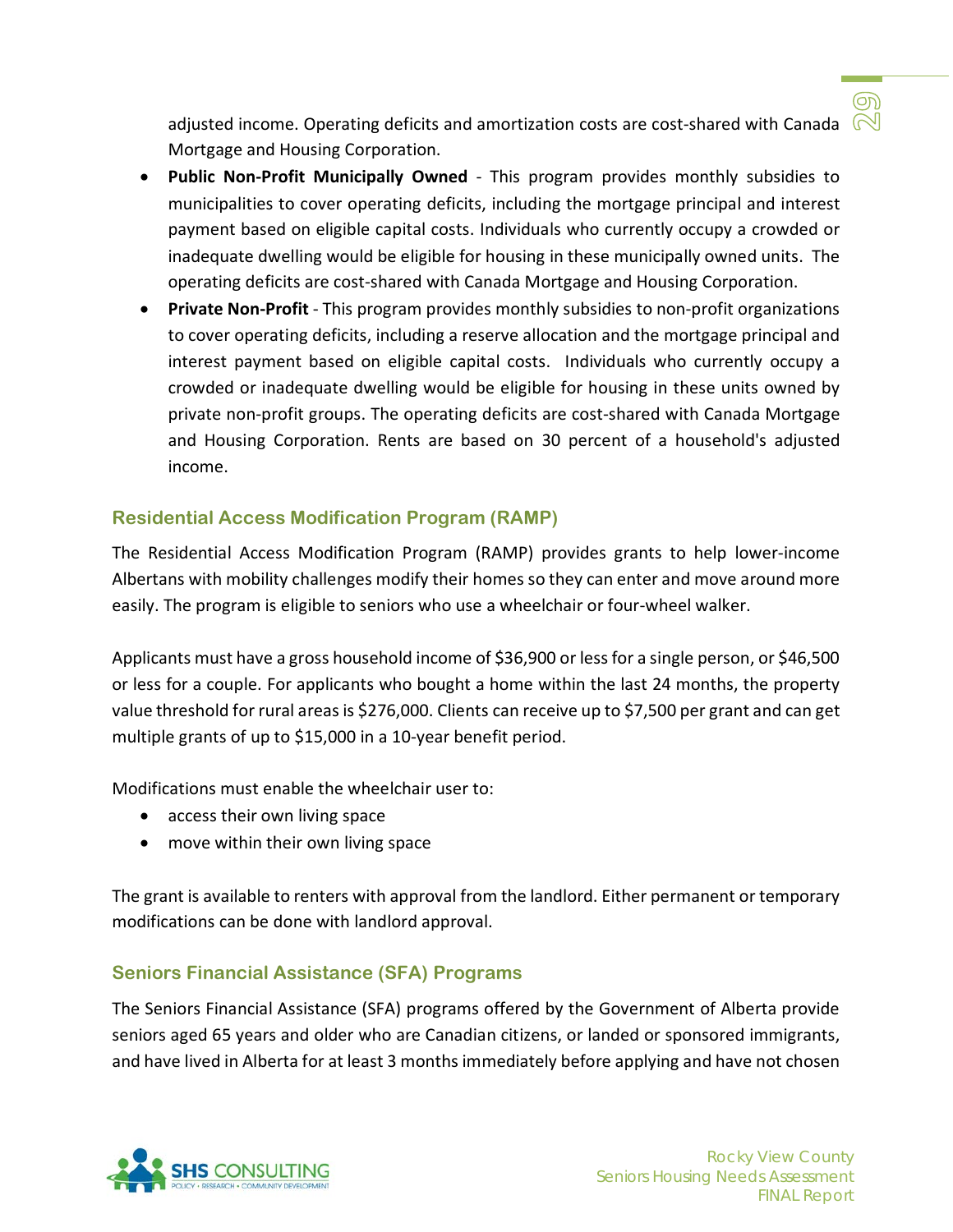adjusted income. Operating deficits and amortization costs are cost-shared with Canada Mortgage and Housing Corporation.

- **Public Non-Profit Municipally Owned** - This program provides monthly subsidies to municipalities to cover operating deficits, including the mortgage principal and interest payment based on eligible capital costs. Individuals who currently occupy a crowded or inadequate dwelling would be eligible for housing in these municipally owned units. The operating deficits are cost-shared with Canada Mortgage and Housing Corporation.
- **Private Non-Profit** - This program provides monthly subsidies to non-profit organizations to cover operating deficits, including a reserve allocation and the mortgage principal and interest payment based on eligible capital costs. Individuals who currently occupy a crowded or inadequate dwelling would be eligible for housing in these units owned by private non-profit groups. The operating deficits are cost-shared with Canada Mortgage and Housing Corporation. Rents are based on 30 percent of a household's adjusted income.

### Residential Access Modification Program (RAMP)

The Residential Access Modification Program (RAMP) provides grants to help lower-income Albertans with mobility challenges modify their homes so they can enter and move around more easily. The program is eligible to seniors who use a wheelchair or four-wheel walker.

Applicants must have a gross household income of $36,900 or less for a single person, or $46,500 or less for a couple. For applicants who bought a home within the last 24 months, the property value threshold for rural areas is $276,000. Clients can receive up to $7,500 per grant and can get multiple grants of up to $15,000 in a 10-year benefit period.

Modifications must enable the wheelchair user to:

- access their own living space
- move within their own living space

The grant is available to renters with approval from the landlord. Either permanent or temporary modifications can be done with landlord approval.

### Seniors Financial Assistance (SFA) Programs

The Seniors Financial Assistance (SFA) programs offered by the Government of Alberta provide seniors aged 65 years and older who are Canadian citizens, or landed or sponsored immigrants, and have lived in Alberta for at least 3 months immediately before applying and have not chosen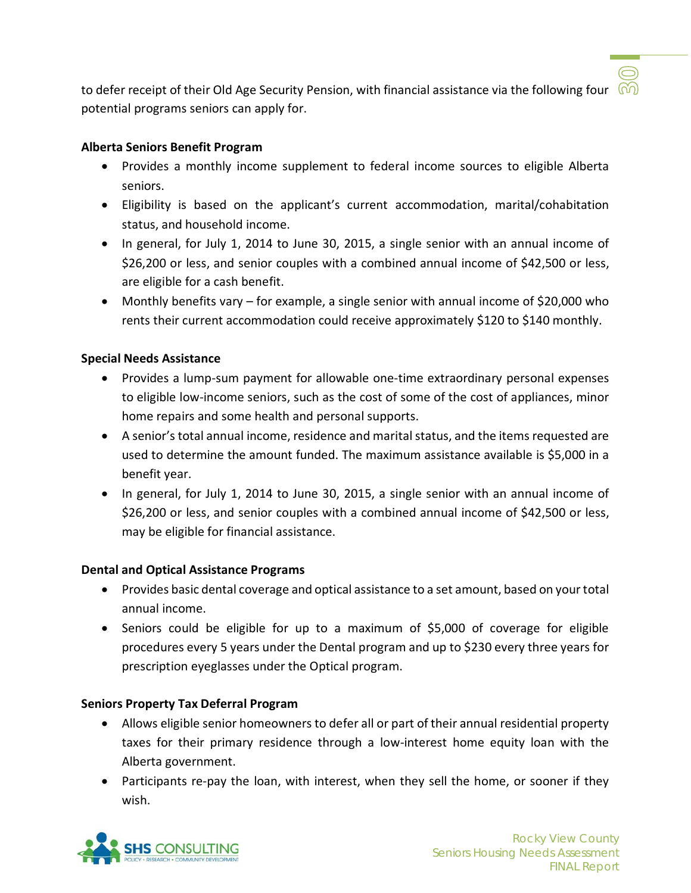to defer receipt of their Old Age Security Pension, with financial assistance via the following four potential programs seniors can apply for.

**Alberta Seniors Benefit Program**

- Provides a monthly income supplement to federal income sources to eligible Alberta seniors.
- Eligibility is based on the applicant's current accommodation, marital/cohabitation status, and household income.
- In general, for July 1, 2014 to June 30, 2015, a single senior with an annual income of $26,200 or less, and senior couples with a combined annual income of $42,500 or less, are eligible for a cash benefit.
- Monthly benefits vary – for example, a single senior with annual income of $20,000 who rents their current accommodation could receive approximately $120 to $140 monthly.

**Special Needs Assistance**

- Provides a lump-sum payment for allowable one-time extraordinary personal expenses to eligible low-income seniors, such as the cost of some of the cost of appliances, minor home repairs and some health and personal supports.
- A senior's total annual income, residence and marital status, and the items requested are used to determine the amount funded. The maximum assistance available is $5,000 in a benefit year.
- In general, for July 1, 2014 to June 30, 2015, a single senior with an annual income of $26,200 or less, and senior couples with a combined annual income of $42,500 or less, may be eligible for financial assistance.

**Dental and Optical Assistance Programs**

- Provides basic dental coverage and optical assistance to a set amount, based on your total annual income.
- Seniors could be eligible for up to a maximum of $5,000 of coverage for eligible procedures every 5 years under the Dental program and up to $230 every three years for prescription eyeglasses under the Optical program.

**Seniors Property Tax Deferral Program**

- Allows eligible senior homeowners to defer all or part of their annual residential property taxes for their primary residence through a low-interest home equity loan with the Alberta government.
- Participants re-pay the loan, with interest, when they sell the home, or sooner if they wish.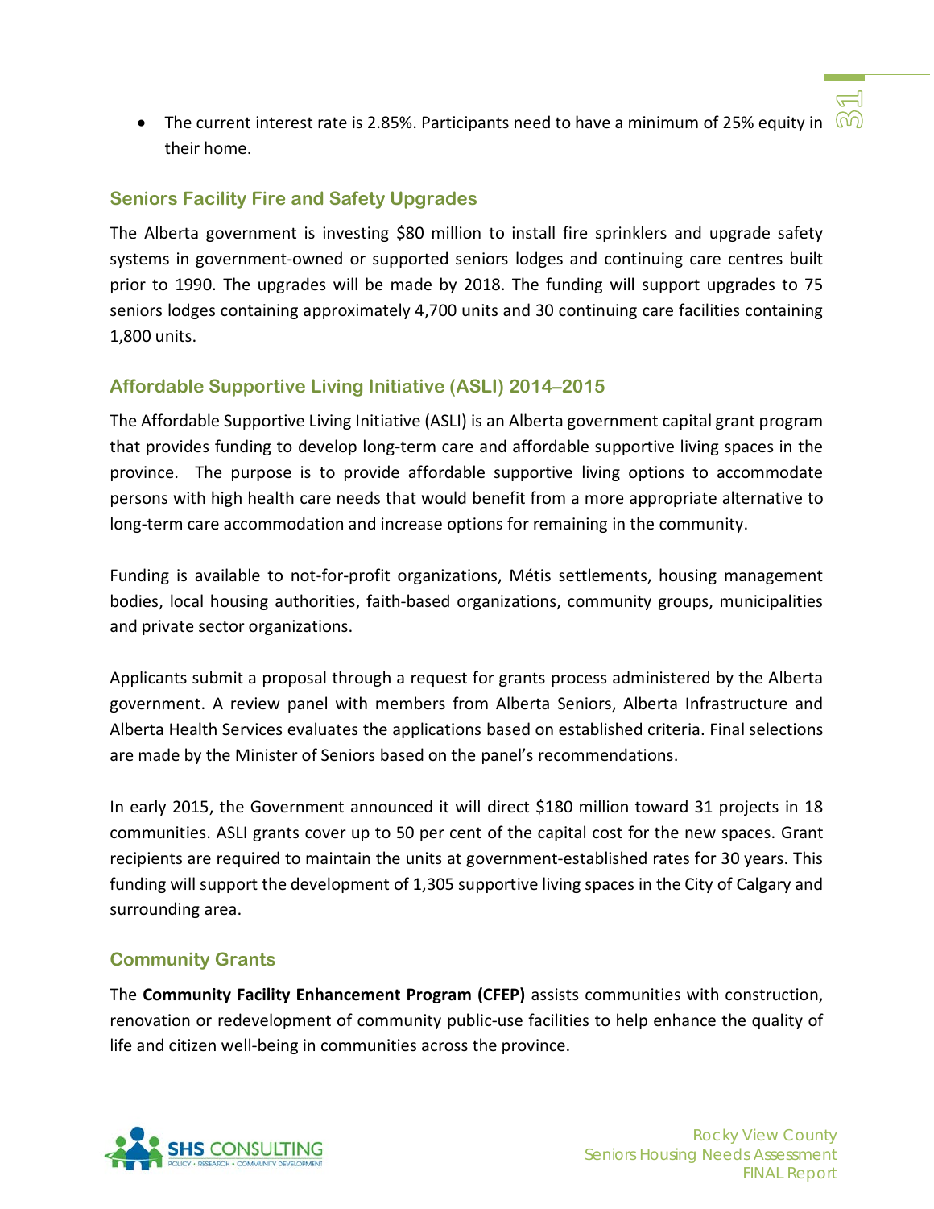- The current interest rate is 2.85%. Participants need to have a minimum of 25% equity in their home.

### Seniors Facility Fire and Safety Upgrades

The Alberta government is investing $80 million to install fire sprinklers and upgrade safety systems in government-owned or supported seniors lodges and continuing care centres built prior to 1990. The upgrades will be made by 2018. The funding will support upgrades to 75 seniors lodges containing approximately 4,700 units and 30 continuing care facilities containing 1,800 units.

### Affordable Supportive Living Initiative (ASLI) 2014–2015

The Affordable Supportive Living Initiative (ASLI) is an Alberta government capital grant program that provides funding to develop long-term care and affordable supportive living spaces in the province. The purpose is to provide affordable supportive living options to accommodate persons with high health care needs that would benefit from a more appropriate alternative to long-term care accommodation and increase options for remaining in the community.

Funding is available to not-for-profit organizations, Métis settlements, housing management bodies, local housing authorities, faith-based organizations, community groups, municipalities and private sector organizations.

Applicants submit a proposal through a request for grants process administered by the Alberta government. A review panel with members from Alberta Seniors, Alberta Infrastructure and Alberta Health Services evaluates the applications based on established criteria. Final selections are made by the Minister of Seniors based on the panel's recommendations.

In early 2015, the Government announced it will direct $180 million toward 31 projects in 18 communities. ASLI grants cover up to 50 per cent of the capital cost for the new spaces. Grant recipients are required to maintain the units at government-established rates for 30 years. This funding will support the development of 1,305 supportive living spaces in the City of Calgary and surrounding area.

### Community Grants

The **Community Facility Enhancement Program (CFEP)** assists communities with construction, renovation or redevelopment of community public-use facilities to help enhance the quality of life and citizen well-being in communities across the province.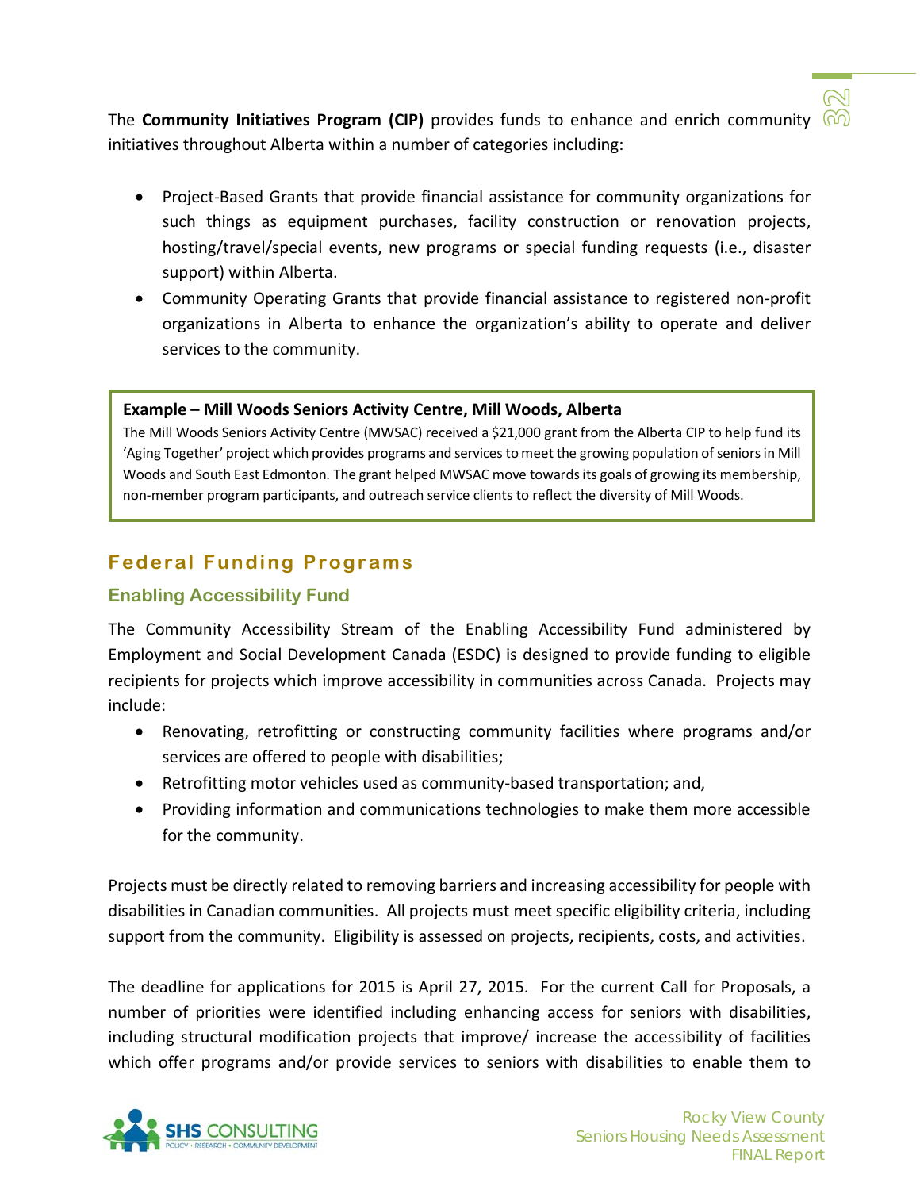The **Community Initiatives Program (CIP)** provides funds to enhance and enrich community initiatives throughout Alberta within a number of categories including:

- Project-Based Grants that provide financial assistance for community organizations for such things as equipment purchases, facility construction or renovation projects, hosting/travel/special events, new programs or special funding requests (i.e., disaster support) within Alberta.
- Community Operating Grants that provide financial assistance to registered non-profit organizations in Alberta to enhance the organization's ability to operate and deliver services to the community.

> **Example – Mill Woods Seniors Activity Centre, Mill Woods, Alberta**
> The Mill Woods Seniors Activity Centre (MWSAC) received a $21,000 grant from the Alberta CIP to help fund its 'Aging Together' project which provides programs and services to meet the growing population of seniors in Mill Woods and South East Edmonton. The grant helped MWSAC move towards its goals of growing its membership, non-member program participants, and outreach service clients to reflect the diversity of Mill Woods.

## Federal Funding Programs

### Enabling Accessibility Fund

The Community Accessibility Stream of the Enabling Accessibility Fund administered by Employment and Social Development Canada (ESDC) is designed to provide funding to eligible recipients for projects which improve accessibility in communities across Canada. Projects may include:

- Renovating, retrofitting or constructing community facilities where programs and/or services are offered to people with disabilities;
- Retrofitting motor vehicles used as community-based transportation; and,
- Providing information and communications technologies to make them more accessible for the community.

Projects must be directly related to removing barriers and increasing accessibility for people with disabilities in Canadian communities. All projects must meet specific eligibility criteria, including support from the community. Eligibility is assessed on projects, recipients, costs, and activities.

The deadline for applications for 2015 is April 27, 2015. For the current Call for Proposals, a number of priorities were identified including enhancing access for seniors with disabilities, including structural modification projects that improve/ increase the accessibility of facilities which offer programs and/or provide services to seniors with disabilities to enable them to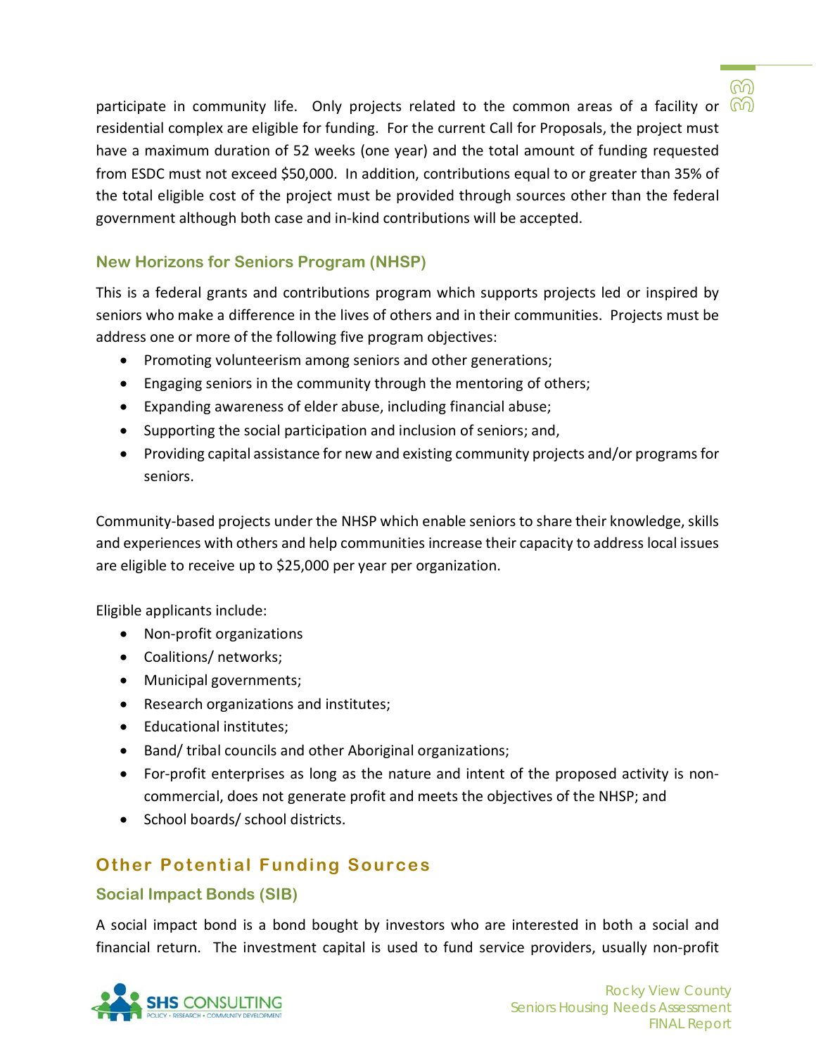participate in community life. Only projects related to the common areas of a facility or residential complex are eligible for funding. For the current Call for Proposals, the project must have a maximum duration of 52 weeks (one year) and the total amount of funding requested from ESDC must not exceed $50,000. In addition, contributions equal to or greater than 35% of the total eligible cost of the project must be provided through sources other than the federal government although both case and in-kind contributions will be accepted.

### New Horizons for Seniors Program (NHSP)

This is a federal grants and contributions program which supports projects led or inspired by seniors who make a difference in the lives of others and in their communities. Projects must be address one or more of the following five program objectives:

- Promoting volunteerism among seniors and other generations;
- Engaging seniors in the community through the mentoring of others;
- Expanding awareness of elder abuse, including financial abuse;
- Supporting the social participation and inclusion of seniors; and,
- Providing capital assistance for new and existing community projects and/or programs for seniors.

Community-based projects under the NHSP which enable seniors to share their knowledge, skills and experiences with others and help communities increase their capacity to address local issues are eligible to receive up to $25,000 per year per organization.

Eligible applicants include:

- Non-profit organizations
- Coalitions/ networks;
- Municipal governments;
- Research organizations and institutes;
- Educational institutes;
- Band/ tribal councils and other Aboriginal organizations;
- For-profit enterprises as long as the nature and intent of the proposed activity is non-commercial, does not generate profit and meets the objectives of the NHSP; and
- School boards/ school districts.

## Other Potential Funding Sources

### Social Impact Bonds (SIB)

A social impact bond is a bond bought by investors who are interested in both a social and financial return. The investment capital is used to fund service providers, usually non-profit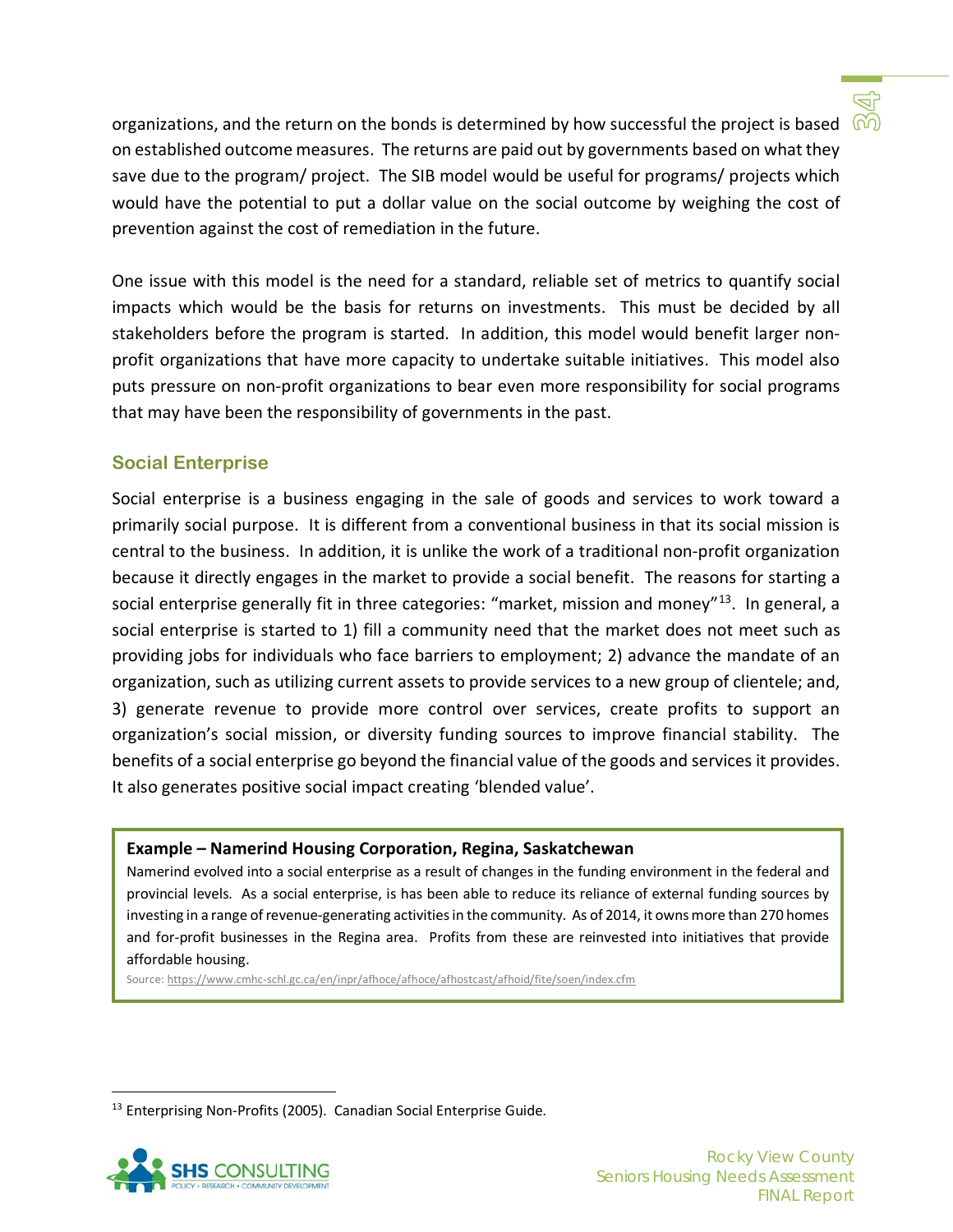organizations, and the return on the bonds is determined by how successful the project is based on established outcome measures. The returns are paid out by governments based on what they save due to the program/ project. The SIB model would be useful for programs/ projects which would have the potential to put a dollar value on the social outcome by weighing the cost of prevention against the cost of remediation in the future.

One issue with this model is the need for a standard, reliable set of metrics to quantify social impacts which would be the basis for returns on investments. This must be decided by all stakeholders before the program is started. In addition, this model would benefit larger non-profit organizations that have more capacity to undertake suitable initiatives. This model also puts pressure on non-profit organizations to bear even more responsibility for social programs that may have been the responsibility of governments in the past.

### Social Enterprise

Social enterprise is a business engaging in the sale of goods and services to work toward a primarily social purpose. It is different from a conventional business in that its social mission is central to the business. In addition, it is unlike the work of a traditional non-profit organization because it directly engages in the market to provide a social benefit. The reasons for starting a social enterprise generally fit in three categories: "market, mission and money"[13]. In general, a social enterprise is started to 1) fill a community need that the market does not meet such as providing jobs for individuals who face barriers to employment; 2) advance the mandate of an organization, such as utilizing current assets to provide services to a new group of clientele; and, 3) generate revenue to provide more control over services, create profits to support an organization's social mission, or diversity funding sources to improve financial stability. The benefits of a social enterprise go beyond the financial value of the goods and services it provides. It also generates positive social impact creating 'blended value'.

**Example – Namerind Housing Corporation, Regina, Saskatchewan**

Namerind evolved into a social enterprise as a result of changes in the funding environment in the federal and provincial levels. As a social enterprise, is has been able to reduce its reliance of external funding sources by investing in a range of revenue-generating activities in the community. As of 2014, it owns more than 270 homes and for-profit businesses in the Regina area. Profits from these are reinvested into initiatives that provide affordable housing.

Source: https://www.cmhc-schl.gc.ca/en/inpr/afhoce/afhoce/afhostcast/afhoid/fite/soen/index.cfm

---

[13] Enterprising Non-Profits (2005). Canadian Social Enterprise Guide.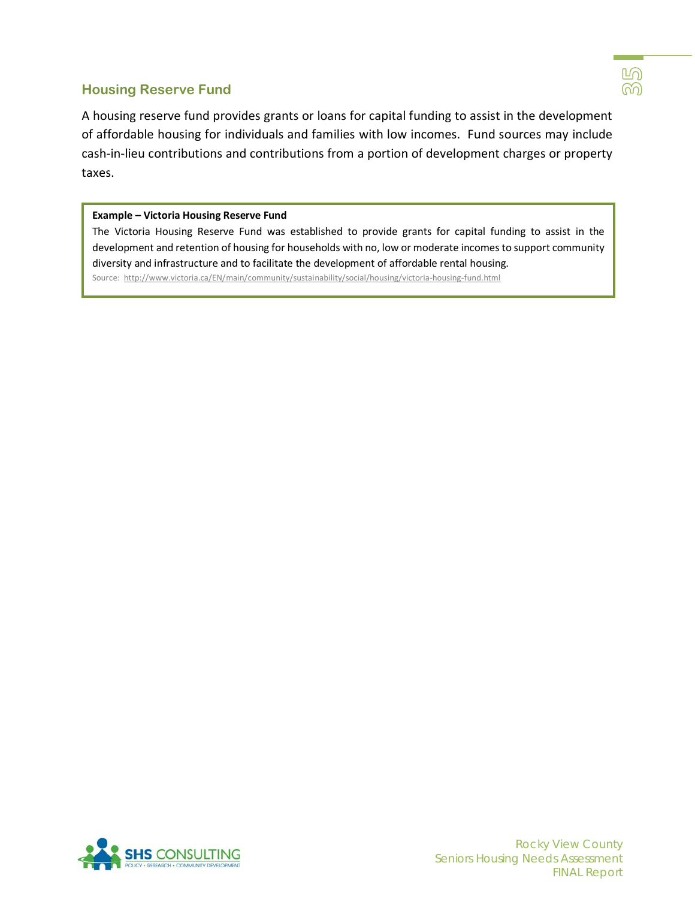### Housing Reserve Fund

A housing reserve fund provides grants or loans for capital funding to assist in the development of affordable housing for individuals and families with low incomes. Fund sources may include cash-in-lieu contributions and contributions from a portion of development charges or property taxes.

> **Example – Victoria Housing Reserve Fund**
>
> The Victoria Housing Reserve Fund was established to provide grants for capital funding to assist in the development and retention of housing for households with no, low or moderate incomes to support community diversity and infrastructure and to facilitate the development of affordable rental housing.
>
> Source: http://www.victoria.ca/EN/main/community/sustainability/social/housing/victoria-housing-fund.html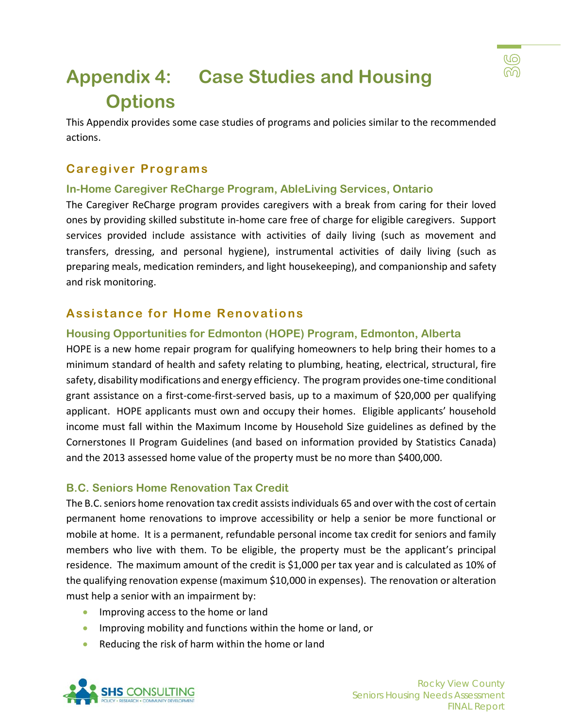# Appendix 4: Case Studies and Housing Options

This Appendix provides some case studies of programs and policies similar to the recommended actions.

## Caregiver Programs

### In-Home Caregiver ReCharge Program, AbleLiving Services, Ontario

The Caregiver ReCharge program provides caregivers with a break from caring for their loved ones by providing skilled substitute in-home care free of charge for eligible caregivers. Support services provided include assistance with activities of daily living (such as movement and transfers, dressing, and personal hygiene), instrumental activities of daily living (such as preparing meals, medication reminders, and light housekeeping), and companionship and safety and risk monitoring.

## Assistance for Home Renovations

### Housing Opportunities for Edmonton (HOPE) Program, Edmonton, Alberta

HOPE is a new home repair program for qualifying homeowners to help bring their homes to a minimum standard of health and safety relating to plumbing, heating, electrical, structural, fire safety, disability modifications and energy efficiency. The program provides one-time conditional grant assistance on a first-come-first-served basis, up to a maximum of $20,000 per qualifying applicant. HOPE applicants must own and occupy their homes. Eligible applicants' household income must fall within the Maximum Income by Household Size guidelines as defined by the Cornerstones II Program Guidelines (and based on information provided by Statistics Canada) and the 2013 assessed home value of the property must be no more than $400,000.

### B.C. Seniors Home Renovation Tax Credit

The B.C. seniors home renovation tax credit assists individuals 65 and over with the cost of certain permanent home renovations to improve accessibility or help a senior be more functional or mobile at home. It is a permanent, refundable personal income tax credit for seniors and family members who live with them. To be eligible, the property must be the applicant's principal residence. The maximum amount of the credit is $1,000 per tax year and is calculated as 10% of the qualifying renovation expense (maximum $10,000 in expenses). The renovation or alteration must help a senior with an impairment by:

- Improving access to the home or land
- Improving mobility and functions within the home or land, or
- Reducing the risk of harm within the home or land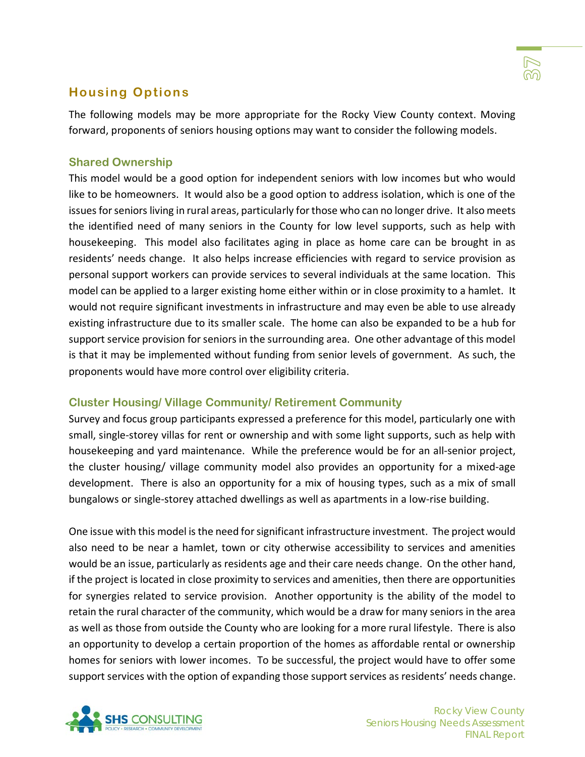## Housing Options

The following models may be more appropriate for the Rocky View County context. Moving forward, proponents of seniors housing options may want to consider the following models.

### Shared Ownership

This model would be a good option for independent seniors with low incomes but who would like to be homeowners. It would also be a good option to address isolation, which is one of the issues for seniors living in rural areas, particularly for those who can no longer drive. It also meets the identified need of many seniors in the County for low level supports, such as help with housekeeping. This model also facilitates aging in place as home care can be brought in as residents' needs change. It also helps increase efficiencies with regard to service provision as personal support workers can provide services to several individuals at the same location. This model can be applied to a larger existing home either within or in close proximity to a hamlet. It would not require significant investments in infrastructure and may even be able to use already existing infrastructure due to its smaller scale. The home can also be expanded to be a hub for support service provision for seniors in the surrounding area. One other advantage of this model is that it may be implemented without funding from senior levels of government. As such, the proponents would have more control over eligibility criteria.

### Cluster Housing/ Village Community/ Retirement Community

Survey and focus group participants expressed a preference for this model, particularly one with small, single-storey villas for rent or ownership and with some light supports, such as help with housekeeping and yard maintenance. While the preference would be for an all-senior project, the cluster housing/ village community model also provides an opportunity for a mixed-age development. There is also an opportunity for a mix of housing types, such as a mix of small bungalows or single-storey attached dwellings as well as apartments in a low-rise building.

One issue with this model is the need for significant infrastructure investment. The project would also need to be near a hamlet, town or city otherwise accessibility to services and amenities would be an issue, particularly as residents age and their care needs change. On the other hand, if the project is located in close proximity to services and amenities, then there are opportunities for synergies related to service provision. Another opportunity is the ability of the model to retain the rural character of the community, which would be a draw for many seniors in the area as well as those from outside the County who are looking for a more rural lifestyle. There is also an opportunity to develop a certain proportion of the homes as affordable rental or ownership homes for seniors with lower incomes. To be successful, the project would have to offer some support services with the option of expanding those support services as residents' needs change.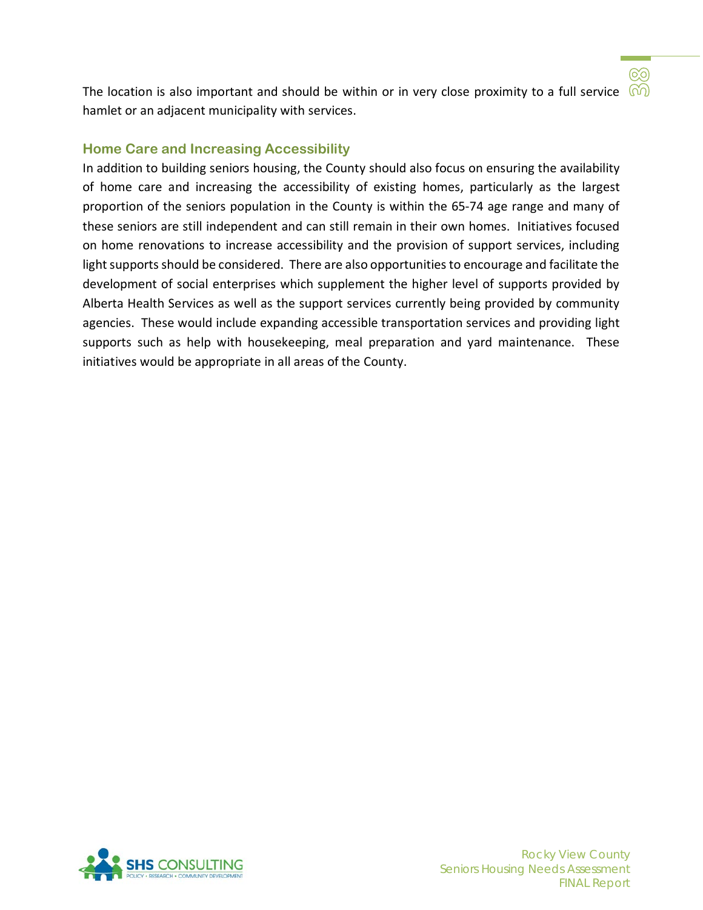The location is also important and should be within or in very close proximity to a full service hamlet or an adjacent municipality with services.

## Home Care and Increasing Accessibility

In addition to building seniors housing, the County should also focus on ensuring the availability of home care and increasing the accessibility of existing homes, particularly as the largest proportion of the seniors population in the County is within the 65-74 age range and many of these seniors are still independent and can still remain in their own homes. Initiatives focused on home renovations to increase accessibility and the provision of support services, including light supports should be considered. There are also opportunities to encourage and facilitate the development of social enterprises which supplement the higher level of supports provided by Alberta Health Services as well as the support services currently being provided by community agencies. These would include expanding accessible transportation services and providing light supports such as help with housekeeping, meal preparation and yard maintenance. These initiatives would be appropriate in all areas of the County.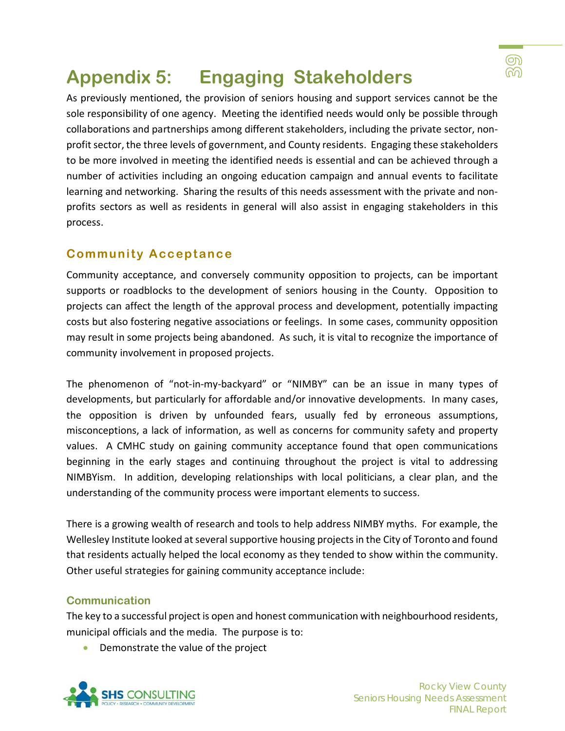# Appendix 5: Engaging Stakeholders

As previously mentioned, the provision of seniors housing and support services cannot be the sole responsibility of one agency. Meeting the identified needs would only be possible through collaborations and partnerships among different stakeholders, including the private sector, non-profit sector, the three levels of government, and County residents. Engaging these stakeholders to be more involved in meeting the identified needs is essential and can be achieved through a number of activities including an ongoing education campaign and annual events to facilitate learning and networking. Sharing the results of this needs assessment with the private and non-profits sectors as well as residents in general will also assist in engaging stakeholders in this process.

## Community Acceptance

Community acceptance, and conversely community opposition to projects, can be important supports or roadblocks to the development of seniors housing in the County. Opposition to projects can affect the length of the approval process and development, potentially impacting costs but also fostering negative associations or feelings. In some cases, community opposition may result in some projects being abandoned. As such, it is vital to recognize the importance of community involvement in proposed projects.

The phenomenon of "not-in-my-backyard" or "NIMBY" can be an issue in many types of developments, but particularly for affordable and/or innovative developments. In many cases, the opposition is driven by unfounded fears, usually fed by erroneous assumptions, misconceptions, a lack of information, as well as concerns for community safety and property values. A CMHC study on gaining community acceptance found that open communications beginning in the early stages and continuing throughout the project is vital to addressing NIMBYism. In addition, developing relationships with local politicians, a clear plan, and the understanding of the community process were important elements to success.

There is a growing wealth of research and tools to help address NIMBY myths. For example, the Wellesley Institute looked at several supportive housing projects in the City of Toronto and found that residents actually helped the local economy as they tended to show within the community. Other useful strategies for gaining community acceptance include:

### Communication

The key to a successful project is open and honest communication with neighbourhood residents, municipal officials and the media. The purpose is to:

- Demonstrate the value of the project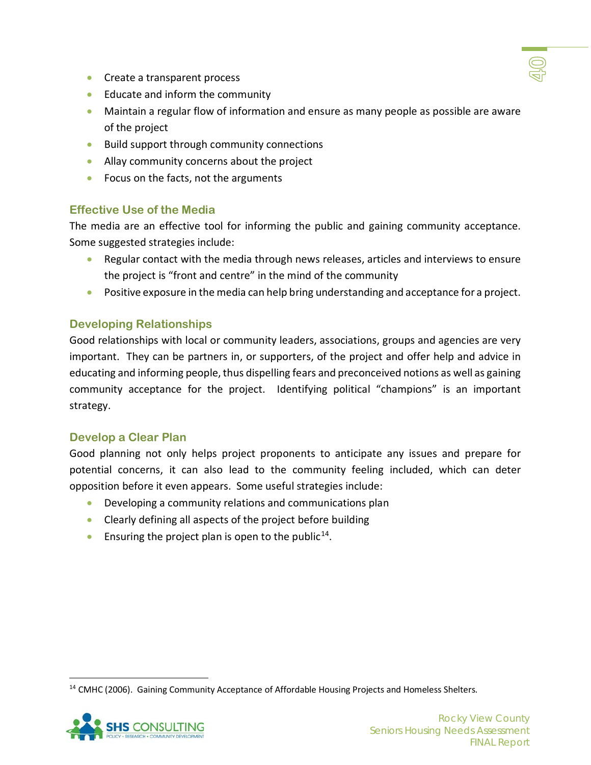- Create a transparent process
- Educate and inform the community
- Maintain a regular flow of information and ensure as many people as possible are aware of the project
- Build support through community connections
- Allay community concerns about the project
- Focus on the facts, not the arguments

### Effective Use of the Media

The media are an effective tool for informing the public and gaining community acceptance. Some suggested strategies include:

- Regular contact with the media through news releases, articles and interviews to ensure the project is "front and centre" in the mind of the community
- Positive exposure in the media can help bring understanding and acceptance for a project.

### Developing Relationships

Good relationships with local or community leaders, associations, groups and agencies are very important. They can be partners in, or supporters, of the project and offer help and advice in educating and informing people, thus dispelling fears and preconceived notions as well as gaining community acceptance for the project. Identifying political "champions" is an important strategy.

### Develop a Clear Plan

Good planning not only helps project proponents to anticipate any issues and prepare for potential concerns, it can also lead to the community feeling included, which can deter opposition before it even appears. Some useful strategies include:

- Developing a community relations and communications plan
- Clearly defining all aspects of the project before building
- Ensuring the project plan is open to the public[14].

[14] CMHC (2006). Gaining Community Acceptance of Affordable Housing Projects and Homeless Shelters.